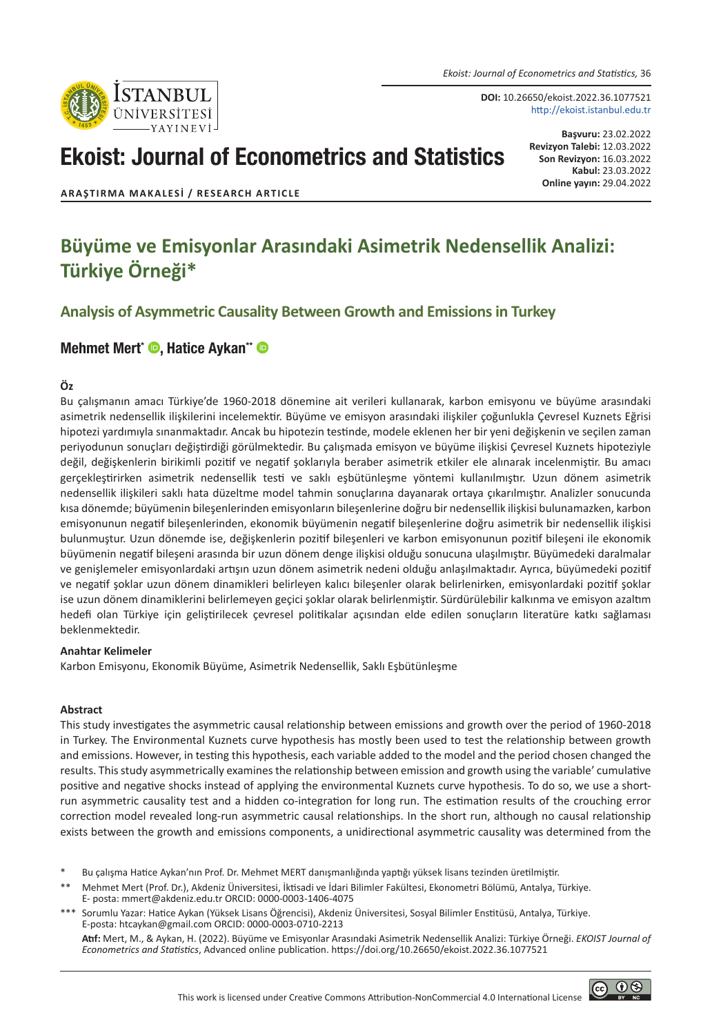**DOI:** 10.26650/ekoist.2022.36.1077521
http://ekoist.istanbul.edu.tr

**Başvuru:** 23.02.2022
**Revizyon Talebi:** 12.03.2022
**Son Revizyon:** 16.03.2022
**Kabul:** 23.03.2022
**Online yayın:** 29.04.2022

# Ekoist: Journal of Econometrics and Statistics

**ARAŞTIRMA MAKALESİ / RESEARCH ARTICLE**

# Büyüme ve Emisyonlar Arasındaki Asimetrik Nedensellik Analizi: Türkiye Örneği*

## Analysis of Asymmetric Causality Between Growth and Emissions in Turkey

**Mehmet Mert[*], Hatice Aykan[**]**

### Öz

Bu çalışmanın amacı Türkiye'de 1960-2018 dönemine ait verileri kullanarak, karbon emisyonu ve büyüme arasındaki asimetrik nedensellik ilişkilerini incelemektir. Büyüme ve emisyon arasındaki ilişkiler çoğunlukla Çevresel Kuznets Eğrisi hipotezi yardımıyla sınanmaktadır. Ancak bu hipotezin testinde, modele eklenen her bir yeni değişkenin ve seçilen zaman periyodunun sonuçları değiştirdiği görülmektedir. Bu çalışmada emisyon ve büyüme ilişkisi Çevresel Kuznets hipoteziyle değil, değişkenlerin birikimli pozitif ve negatif şoklarıyla beraber asimetrik etkiler ele alınarak incelenmiştir. Bu amacı gerçekleştirirken asimetrik nedensellik testi ve saklı eşbütünleşme yöntemi kullanılmıştır. Uzun dönem asimetrik nedensellik ilişkileri saklı hata düzeltme model tahmin sonuçlarına dayanarak ortaya çıkarılmıştır. Analizler sonucunda kısa dönemde; büyümenin bileşenlerinden emisyonların bileşenlerine doğru bir nedensellik ilişkisi bulunamazken, karbon emisyonunun negatif bileşenlerinden, ekonomik büyümenin negatif bileşenlerine doğru asimetrik bir nedensellik ilişkisi bulunmuştur. Uzun dönemde ise, değişkenlerin pozitif bileşenleri ve karbon emisyonunun pozitif bileşeni ile ekonomik büyümenin negatif bileşeni arasında bir uzun dönem denge ilişkisi olduğu sonucuna ulaşılmıştır. Büyümedeki daralmalar ve genişlemeler emisyonlardaki artışın uzun dönem asimetrik nedeni olduğu anlaşılmaktadır. Ayrıca, büyümedeki pozitif ve negatif şoklar uzun dönem dinamikleri belirleyen kalıcı bileşenler olarak belirlenirken, emisyonlardaki pozitif şoklar ise uzun dönem dinamiklerini belirlemeyen geçici şoklar olarak belirlenmiştir. Sürdürülebilir kalkınma ve emisyon azaltım hedefi olan Türkiye için geliştirilecek çevresel politikalar açısından elde edilen sonuçların literatüre katkı sağlaması beklenmektedir.

### Anahtar Kelimeler

Karbon Emisyonu, Ekonomik Büyüme, Asimetrik Nedensellik, Saklı Eşbütünleşme

### Abstract

This study investigates the asymmetric causal relationship between emissions and growth over the period of 1960-2018 in Turkey. The Environmental Kuznets curve hypothesis has mostly been used to test the relationship between growth and emissions. However, in testing this hypothesis, each variable added to the model and the period chosen changed the results. This study asymmetrically examines the relationship between emission and growth using the variable' cumulative positive and negative shocks instead of applying the environmental Kuznets curve hypothesis. To do so, we use a short-run asymmetric causality test and a hidden co-integration for long run. The estimation results of the crouching error correction model revealed long-run asymmetric causal relationships. In the short run, although no causal relationship exists between the growth and emissions components, a unidirectional asymmetric causality was determined from the

\* Bu çalışma Hatice Aykan'nın Prof. Dr. Mehmet MERT danışmanlığında yaptığı yüksek lisans tezinden üretilmiştir.

\*\* Mehmet Mert (Prof. Dr.), Akdeniz Üniversitesi, İktisadi ve İdari Bilimler Fakültesi, Ekonometri Bölümü, Antalya, Türkiye. E- posta: mmert@akdeniz.edu.tr ORCID: 0000-0003-1406-4075

\*\*\* Sorumlu Yazar: Hatice Aykan (Yüksek Lisans Öğrencisi), Akdeniz Üniversitesi, Sosyal Bilimler Enstitüsü, Antalya, Türkiye. E-posta: htcaykan@gmail.com ORCID: 0000-0003-0710-2213

**Atıf:** Mert, M., & Aykan, H. (2022). Büyüme ve Emisyonlar Arasındaki Asimetrik Nedensellik Analizi: Türkiye Örneği. *EKOIST Journal of Econometrics and Statistics*, Advanced online publication. https://doi.org/10.26650/ekoist.2022.36.1077521

This work is licensed under Creative Commons Attribution-NonCommercial 4.0 International License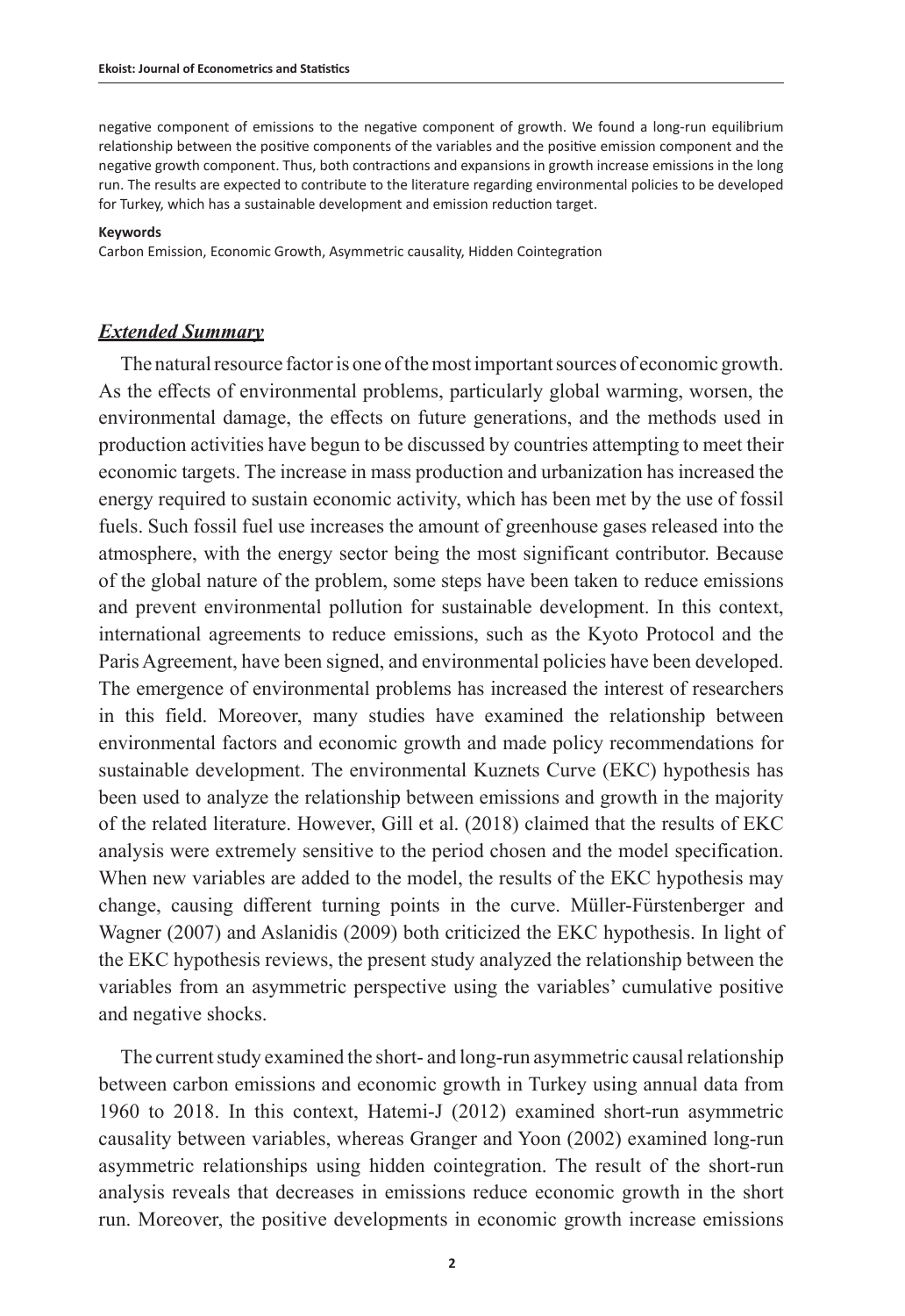negative component of emissions to the negative component of growth. We found a long-run equilibrium relationship between the positive components of the variables and the positive emission component and the negative growth component. Thus, both contractions and expansions in growth increase emissions in the long run. The results are expected to contribute to the literature regarding environmental policies to be developed for Turkey, which has a sustainable development and emission reduction target.

**Keywords**

Carbon Emission, Economic Growth, Asymmetric causality, Hidden Cointegration

## ***Extended Summary***

The natural resource factor is one of the most important sources of economic growth. As the effects of environmental problems, particularly global warming, worsen, the environmental damage, the effects on future generations, and the methods used in production activities have begun to be discussed by countries attempting to meet their economic targets. The increase in mass production and urbanization has increased the energy required to sustain economic activity, which has been met by the use of fossil fuels. Such fossil fuel use increases the amount of greenhouse gases released into the atmosphere, with the energy sector being the most significant contributor. Because of the global nature of the problem, some steps have been taken to reduce emissions and prevent environmental pollution for sustainable development. In this context, international agreements to reduce emissions, such as the Kyoto Protocol and the Paris Agreement, have been signed, and environmental policies have been developed. The emergence of environmental problems has increased the interest of researchers in this field. Moreover, many studies have examined the relationship between environmental factors and economic growth and made policy recommendations for sustainable development. The environmental Kuznets Curve (EKC) hypothesis has been used to analyze the relationship between emissions and growth in the majority of the related literature. However, Gill et al. (2018) claimed that the results of EKC analysis were extremely sensitive to the period chosen and the model specification. When new variables are added to the model, the results of the EKC hypothesis may change, causing different turning points in the curve. Müller-Fürstenberger and Wagner (2007) and Aslanidis (2009) both criticized the EKC hypothesis. In light of the EKC hypothesis reviews, the present study analyzed the relationship between the variables from an asymmetric perspective using the variables' cumulative positive and negative shocks.

The current study examined the short- and long-run asymmetric causal relationship between carbon emissions and economic growth in Turkey using annual data from 1960 to 2018. In this context, Hatemi-J (2012) examined short-run asymmetric causality between variables, whereas Granger and Yoon (2002) examined long-run asymmetric relationships using hidden cointegration. The result of the short-run analysis reveals that decreases in emissions reduce economic growth in the short run. Moreover, the positive developments in economic growth increase emissions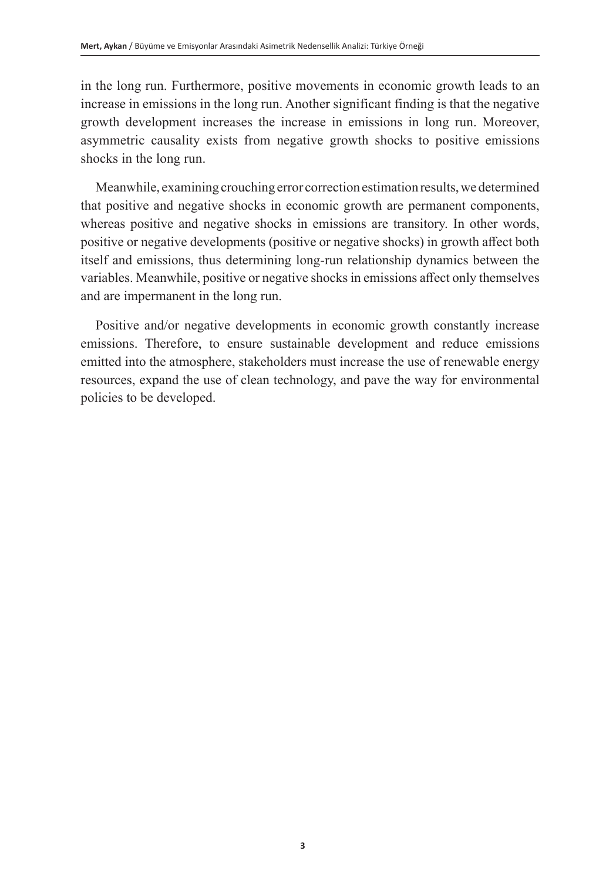in the long run. Furthermore, positive movements in economic growth leads to an increase in emissions in the long run. Another significant finding is that the negative growth development increases the increase in emissions in long run. Moreover, asymmetric causality exists from negative growth shocks to positive emissions shocks in the long run.

Meanwhile, examining crouching error correction estimation results, we determined that positive and negative shocks in economic growth are permanent components, whereas positive and negative shocks in emissions are transitory. In other words, positive or negative developments (positive or negative shocks) in growth affect both itself and emissions, thus determining long-run relationship dynamics between the variables. Meanwhile, positive or negative shocks in emissions affect only themselves and are impermanent in the long run.

Positive and/or negative developments in economic growth constantly increase emissions. Therefore, to ensure sustainable development and reduce emissions emitted into the atmosphere, stakeholders must increase the use of renewable energy resources, expand the use of clean technology, and pave the way for environmental policies to be developed.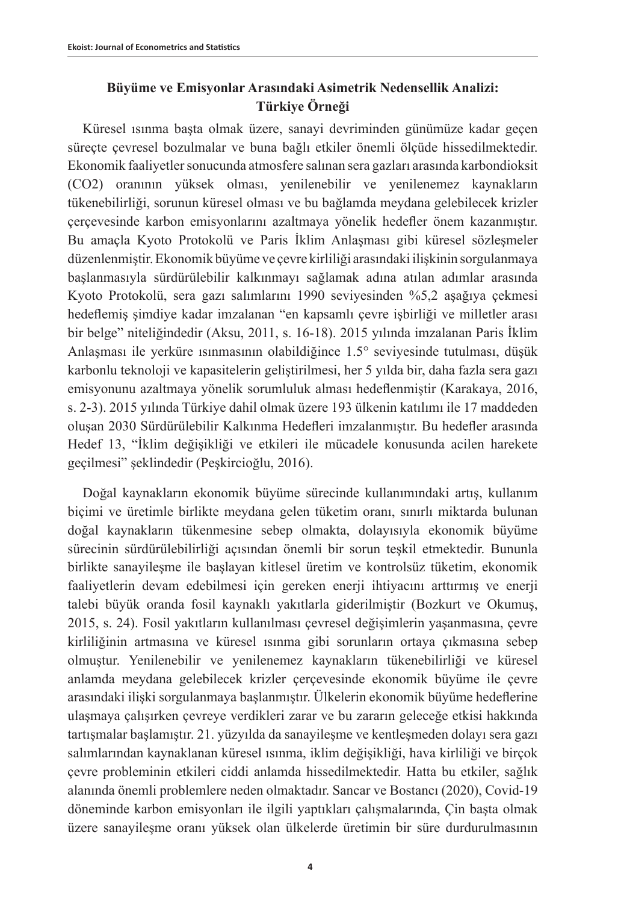## Büyüme ve Emisyonlar Arasındaki Asimetrik Nedensellik Analizi: Türkiye Örneği

Küresel ısınma başta olmak üzere, sanayi devriminden günümüze kadar geçen süreçte çevresel bozulmalar ve buna bağlı etkiler önemli ölçüde hissedilmektedir. Ekonomik faaliyetler sonucunda atmosfere salınan sera gazları arasında karbondioksit ($CO_2$) oranının yüksek olması, yenilenebilir ve yenilenemez kaynakların tükenebilirliği, sorunun küresel olması ve bu bağlamda meydana gelebilecek krizler çerçevesinde karbon emisyonlarını azaltmaya yönelik hedefler önem kazanmıştır. Bu amaçla Kyoto Protokolü ve Paris İklim Anlaşması gibi küresel sözleşmeler düzenlenmiştir. Ekonomik büyüme ve çevre kirliliği arasındaki ilişkinin sorgulanmaya başlanmasıyla sürdürülebilir kalkınmayı sağlamak adına atılan adımlar arasında Kyoto Protokolü, sera gazı salımlarını 1990 seviyesinden %5,2 aşağıya çekmesi hedeflemiş şimdiye kadar imzalanan "en kapsamlı çevre işbirliği ve milletler arası bir belge" niteliğindedir (Aksu, 2011, s. 16-18). 2015 yılında imzalanan Paris İklim Anlaşması ile yerküre ısınmasının olabildiğince 1.5° seviyesinde tutulması, düşük karbonlu teknoloji ve kapasitelerin geliştirilmesi, her 5 yılda bir, daha fazla sera gazı emisyonunu azaltmaya yönelik sorumluluk alması hedeflenmiştir (Karakaya, 2016, s. 2-3). 2015 yılında Türkiye dahil olmak üzere 193 ülkenin katılımı ile 17 maddeden oluşan 2030 Sürdürülebilir Kalkınma Hedefleri imzalanmıştır. Bu hedefler arasında Hedef 13, "İklim değişikliği ve etkileri ile mücadele konusunda acilen harekete geçilmesi" şeklindedir (Peşkircioğlu, 2016).

Doğal kaynakların ekonomik büyüme sürecinde kullanımındaki artış, kullanım biçimi ve üretimle birlikte meydana gelen tüketim oranı, sınırlı miktarda bulunan doğal kaynakların tükenmesine sebep olmakta, dolayısıyla ekonomik büyüme sürecinin sürdürülebilirliği açısından önemli bir sorun teşkil etmektedir. Bununla birlikte sanayileşme ile başlayan kitlesel üretim ve kontrolsüz tüketim, ekonomik faaliyetlerin devam edebilmesi için gereken enerji ihtiyacını arttırmış ve enerji talebi büyük oranda fosil kaynaklı yakıtlarla giderilmiştir (Bozkurt ve Okumuş, 2015, s. 24). Fosil yakıtların kullanılması çevresel değişimlerin yaşanmasına, çevre kirliliğinin artmasına ve küresel ısınma gibi sorunların ortaya çıkmasına sebep olmuştur. Yenilenebilir ve yenilenemez kaynakların tükenebilirliği ve küresel anlamda meydana gelebilecek krizler çerçevesinde ekonomik büyüme ile çevre arasındaki ilişki sorgulanmaya başlanmıştır. Ülkelerin ekonomik büyüme hedeflerine ulaşmaya çalışırken çevreye verdikleri zarar ve bu zararın geleceğe etkisi hakkında tartışmalar başlamıştır. 21. yüzyılda da sanayileşme ve kentleşmeden dolayı sera gazı salımlarından kaynaklanan küresel ısınma, iklim değişikliği, hava kirliliği ve birçok çevre probleminin etkileri ciddi anlamda hissedilmektedir. Hatta bu etkiler, sağlık alanında önemli problemlere neden olmaktadır. Sancar ve Bostancı (2020), Covid-19 döneminde karbon emisyonları ile ilgili yaptıkları çalışmalarında, Çin başta olmak üzere sanayileşme oranı yüksek olan ülkelerde üretimin bir süre durdurulmasının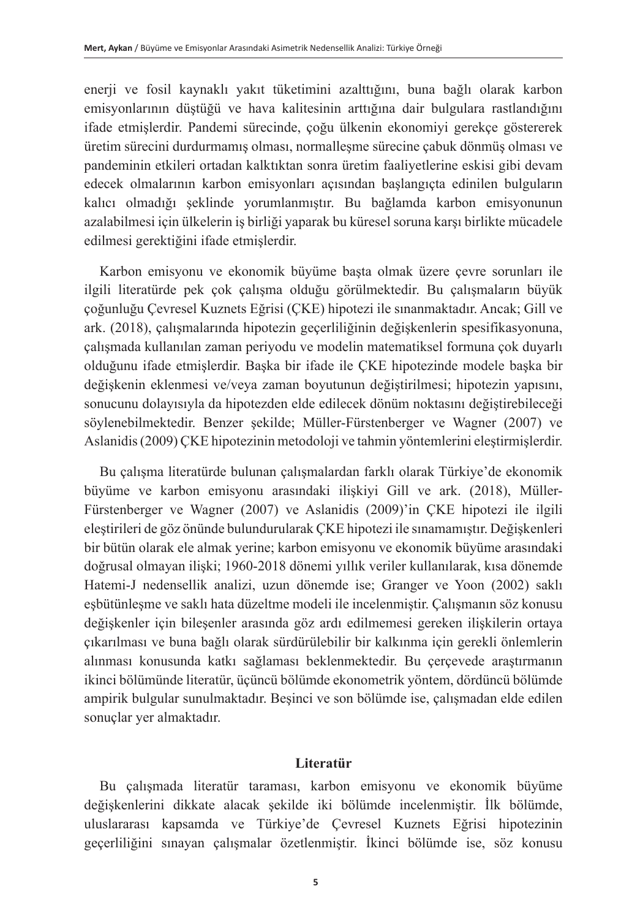enerji ve fosil kaynaklı yakıt tüketimini azalttığını, buna bağlı olarak karbon emisyonlarının düştüğü ve hava kalitesinin arttığına dair bulgulara rastlandığını ifade etmişlerdir. Pandemi sürecinde, çoğu ülkenin ekonomiyi gerekçe göstererek üretim sürecini durdurmamış olması, normalleşme sürecine çabuk dönmüş olması ve pandeminin etkileri ortadan kalktıktan sonra üretim faaliyetlerine eskisi gibi devam edecek olmalarının karbon emisyonları açısından başlangıçta edinilen bulguların kalıcı olmadığı şeklinde yorumlanmıştır. Bu bağlamda karbon emisyonunun azalabilmesi için ülkelerin iş birliği yaparak bu küresel soruna karşı birlikte mücadele edilmesi gerektiğini ifade etmişlerdir.

Karbon emisyonu ve ekonomik büyüme başta olmak üzere çevre sorunları ile ilgili literatürde pek çok çalışma olduğu görülmektedir. Bu çalışmaların büyük çoğunluğu Çevresel Kuznets Eğrisi (ÇKE) hipotezi ile sınanmaktadır. Ancak; Gill ve ark. (2018), çalışmalarında hipotezin geçerliliğinin değişkenlerin spesifikasyonuna, çalışmada kullanılan zaman periyodu ve modelin matematiksel formuna çok duyarlı olduğunu ifade etmişlerdir. Başka bir ifade ile ÇKE hipotezinde modele başka bir değişkenin eklenmesi ve/veya zaman boyutunun değiştirilmesi; hipotezin yapısını, sonucunu dolayısıyla da hipotezden elde edilecek dönüm noktasını değiştirebileceği söylenebilmektedir. Benzer şekilde; Müller-Fürstenberger ve Wagner (2007) ve Aslanidis (2009) ÇKE hipotezinin metodoloji ve tahmin yöntemlerini eleştirmişlerdir.

Bu çalışma literatürde bulunan çalışmalardan farklı olarak Türkiye'de ekonomik büyüme ve karbon emisyonu arasındaki ilişkiyi Gill ve ark. (2018), Müller-Fürstenberger ve Wagner (2007) ve Aslanidis (2009)'in ÇKE hipotezi ile ilgili eleştirileri de göz önünde bulundurularak ÇKE hipotezi ile sınamamıştır. Değişkenleri bir bütün olarak ele almak yerine; karbon emisyonu ve ekonomik büyüme arasındaki doğrusal olmayan ilişki; 1960-2018 dönemi yıllık veriler kullanılarak, kısa dönemde Hatemi-J nedensellik analizi, uzun dönemde ise; Granger ve Yoon (2002) saklı eşbütünleşme ve saklı hata düzeltme modeli ile incelenmiştir. Çalışmanın söz konusu değişkenler için bileşenler arasında göz ardı edilmemesi gereken ilişkilerin ortaya çıkarılması ve buna bağlı olarak sürdürülebilir bir kalkınma için gerekli önlemlerin alınması konusunda katkı sağlaması beklenmektedir. Bu çerçevede araştırmanın ikinci bölümünde literatür, üçüncü bölümde ekonometrik yöntem, dördüncü bölümde ampirik bulgular sunulmaktadır. Beşinci ve son bölümde ise, çalışmadan elde edilen sonuçlar yer almaktadır.

## Literatür

Bu çalışmada literatür taraması, karbon emisyonu ve ekonomik büyüme değişkenlerini dikkate alacak şekilde iki bölümde incelenmiştir. İlk bölümde, uluslararası kapsamda ve Türkiye'de Çevresel Kuznets Eğrisi hipotezinin geçerliliğini sınayan çalışmalar özetlenmiştir. İkinci bölümde ise, söz konusu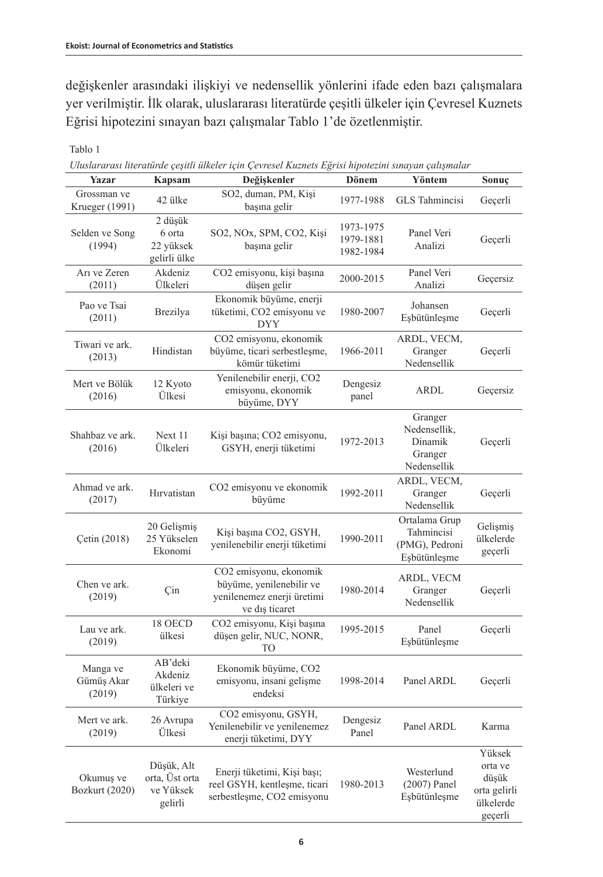değişkenler arasındaki ilişkiyi ve nedensellik yönlerini ifade eden bazı çalışmalara yer verilmiştir. İlk olarak, uluslararası literatürde çeşitli ülkeler için Çevresel Kuznets Eğrisi hipotezini sınayan bazı çalışmalar Tablo 1'de özetlenmiştir.

Tablo 1

*Uluslararası literatürde çeşitli ülkeler için Çevresel Kuznets Eğrisi hipotezini sınayan çalışmalar*

| Yazar | Kapsam | Değişkenler | Dönem | Yöntem | Sonuç |
|---|---|---|---|---|---|
| Grossman ve Krueger (1991) | 42 ülke | SO2, duman, PM, Kişi başına gelir | 1977-1988 | GLS Tahmincisi | Geçerli |
| Selden ve Song (1994) | 2 düşük 6 orta 22 yüksek gelirli ülke | SO2, NOx, SPM, CO2, Kişi başına gelir | 1973-1975 1979-1881 1982-1984 | Panel Veri Analizi | Geçerli |
| Arı ve Zeren (2011) | Akdeniz Ülkeleri | CO2 emisyonu, kişi başına düşen gelir | 2000-2015 | Panel Veri Analizi | Geçersiz |
| Pao ve Tsai (2011) | Brezilya | Ekonomik büyüme, enerji tüketimi, CO2 emisyonu ve DYY | 1980-2007 | Johansen Eşbütünleşme | Geçerli |
| Tiwari ve ark. (2013) | Hindistan | CO2 emisyonu, ekonomik büyüme, ticari serbestleşme, kömür tüketimi | 1966-2011 | ARDL, VECM, Granger Nedensellik | Geçerli |
| Mert ve Bölük (2016) | 12 Kyoto Ülkesi | Yenilenebilir enerji, CO2 emisyonu, ekonomik büyüme, DYY | Dengesiz panel | ARDL | Geçersiz |
| Shahbaz ve ark. (2016) | Next 11 Ülkeleri | Kişi başına; CO2 emisyonu, GSYH, enerji tüketimi | 1972-2013 | Granger Nedensellik, Dinamik Granger Nedensellik | Geçerli |
| Ahmad ve ark. (2017) | Hırvatistan | CO2 emisyonu ve ekonomik büyüme | 1992-2011 | ARDL, VECM, Granger Nedensellik | Geçerli |
| Çetin (2018) | 20 Gelişmiş 25 Yükselen Ekonomi | Kişi başına CO2, GSYH, yenilenebilir enerji tüketimi | 1990-2011 | Ortalama Grup Tahmincisi (PMG), Pedroni Eşbütünleşme | Gelişmiş ülkelerde geçerli |
| Chen ve ark. (2019) | Çin | CO2 emisyonu, ekonomik büyüme, yenilenebilir ve yenilenemez enerji üretimi ve dış ticaret | 1980-2014 | ARDL, VECM Granger Nedensellik | Geçerli |
| Lau ve ark. (2019) | 18 OECD ülkesi | CO2 emisyonu, Kişi başına düşen gelir, NUC, NONR, TO | 1995-2015 | Panel Eşbütünleşme | Geçerli |
| Manga ve Gümüş Akar (2019) | AB'deki Akdeniz ülkeleri ve Türkiye | Ekonomik büyüme, CO2 emisyonu, insani gelişme endeksi | 1998-2014 | Panel ARDL | Geçerli |
| Mert ve ark. (2019) | 26 Avrupa Ülkesi | CO2 emisyonu, GSYH, Yenilenebilir ve yenilenemez enerji tüketimi, DYY | Dengesiz Panel | Panel ARDL | Karma |
| Okumuş ve Bozkurt (2020) | Düşük, Alt orta, Üst orta ve Yüksek gelirli | Enerji tüketimi, Kişi başı; reel GSYH, kentleşme, ticari serbestleşme, CO2 emisyonu | 1980-2013 | Westerlund (2007) Panel Eşbütünleşme | Yüksek orta ve düşük orta gelirli ülkelerde geçerli |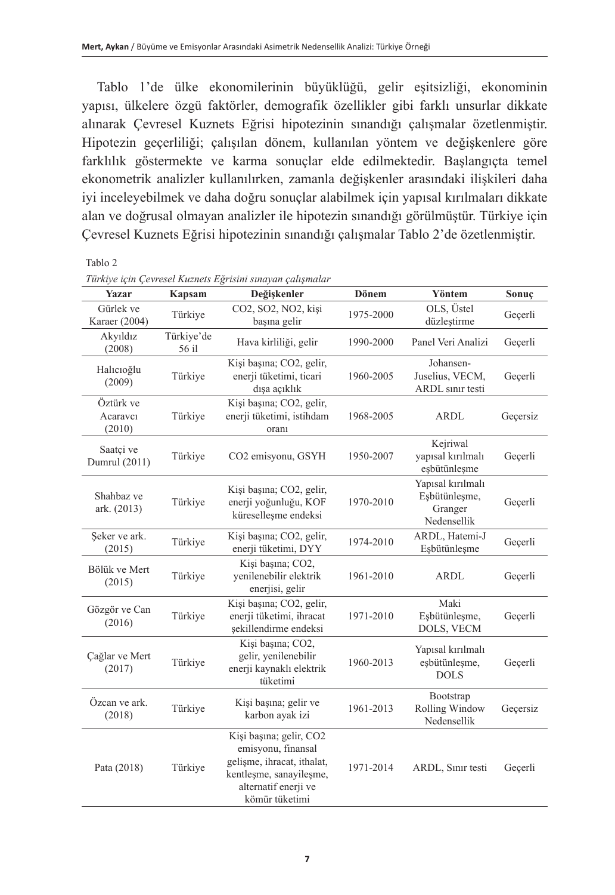Tablo 1'de ülke ekonomilerinin büyüklüğü, gelir eşitsizliği, ekonominin yapısı, ülkelere özgü faktörler, demografik özellikler gibi farklı unsurlar dikkate alınarak Çevresel Kuznets Eğrisi hipotezinin sınandığı çalışmalar özetlenmiştir. Hipotezin geçerliliği; çalışılan dönem, kullanılan yöntem ve değişkenlere göre farklılık göstermekte ve karma sonuçlar elde edilmektedir. Başlangıçta temel ekonometrik analizler kullanılırken, zamanla değişkenler arasındaki ilişkileri daha iyi inceleyebilmek ve daha doğru sonuçlar alabilmek için yapısal kırılmaları dikkate alan ve doğrusal olmayan analizler ile hipotezin sınandığı görülmüştür. Türkiye için Çevresel Kuznets Eğrisi hipotezinin sınandığı çalışmalar Tablo 2'de özetlenmiştir.

Tablo 2

*Türkiye için Çevresel Kuznets Eğrisini sınayan çalışmalar*

| Yazar | Kapsam | Değişkenler | Dönem | Yöntem | Sonuç |
|---|---|---|---|---|---|
| Gürlek ve Karaer (2004) | Türkiye | $CO_2$, $SO_2$, $NO_2$, kişi başına gelir | 1975-2000 | OLS, Üstel düzleştirme | Geçerli |
| Akyıldız (2008) | Türkiye'de 56 il | Hava kirliliği, gelir | 1990-2000 | Panel Veri Analizi | Geçerli |
| Halıcıoğlu (2009) | Türkiye | Kişi başına; $CO_2$, gelir, enerji tüketimi, ticari dışa açıklık | 1960-2005 | Johansen-Juselius, VECM, ARDL sınır testi | Geçerli |
| Öztürk ve Acaravcı (2010) | Türkiye | Kişi başına; $CO_2$, gelir, enerji tüketimi, istihdam oranı | 1968-2005 | ARDL | Geçersiz |
| Saatçi ve Dumrul (2011) | Türkiye | $CO_2$ emisyonu, GSYH | 1950-2007 | Kejriwal yapısal kırılmalı eşbütünleşme | Geçerli |
| Shahbaz ve ark. (2013) | Türkiye | Kişi başına; $CO_2$, gelir, enerji yoğunluğu, KOF küreselleşme endeksi | 1970-2010 | Yapısal kırılmalı Eşbütünleşme, Granger Nedensellik | Geçerli |
| Şeker ve ark. (2015) | Türkiye | Kişi başına; $CO_2$, gelir, enerji tüketimi, DYY | 1974-2010 | ARDL, Hatemi-J Eşbütünleşme | Geçerli |
| Bölük ve Mert (2015) | Türkiye | Kişi başına; $CO_2$, yenilenebilir elektrik enerjisi, gelir | 1961-2010 | ARDL | Geçerli |
| Gözgör ve Can (2016) | Türkiye | Kişi başına; $CO_2$, gelir, enerji tüketimi, ihracat şekillendirme endeksi | 1971-2010 | Maki Eşbütünleşme, DOLS, VECM | Geçerli |
| Çağlar ve Mert (2017) | Türkiye | Kişi başına; $CO_2$, gelir, yenilenebilir enerji kaynaklı elektrik tüketimi | 1960-2013 | Yapısal kırılmalı eşbütünleşme, DOLS | Geçerli |
| Özcan ve ark. (2018) | Türkiye | Kişi başına; gelir ve karbon ayak izi | 1961-2013 | Bootstrap Rolling Window Nedensellik | Geçersiz |
| Pata (2018) | Türkiye | Kişi başına; gelir, $CO_2$ emisyonu, finansal gelişme, ihracat, ithalat, kentleşme, sanayileşme, alternatif enerji ve kömür tüketimi | 1971-2014 | ARDL, Sınır testi | Geçerli |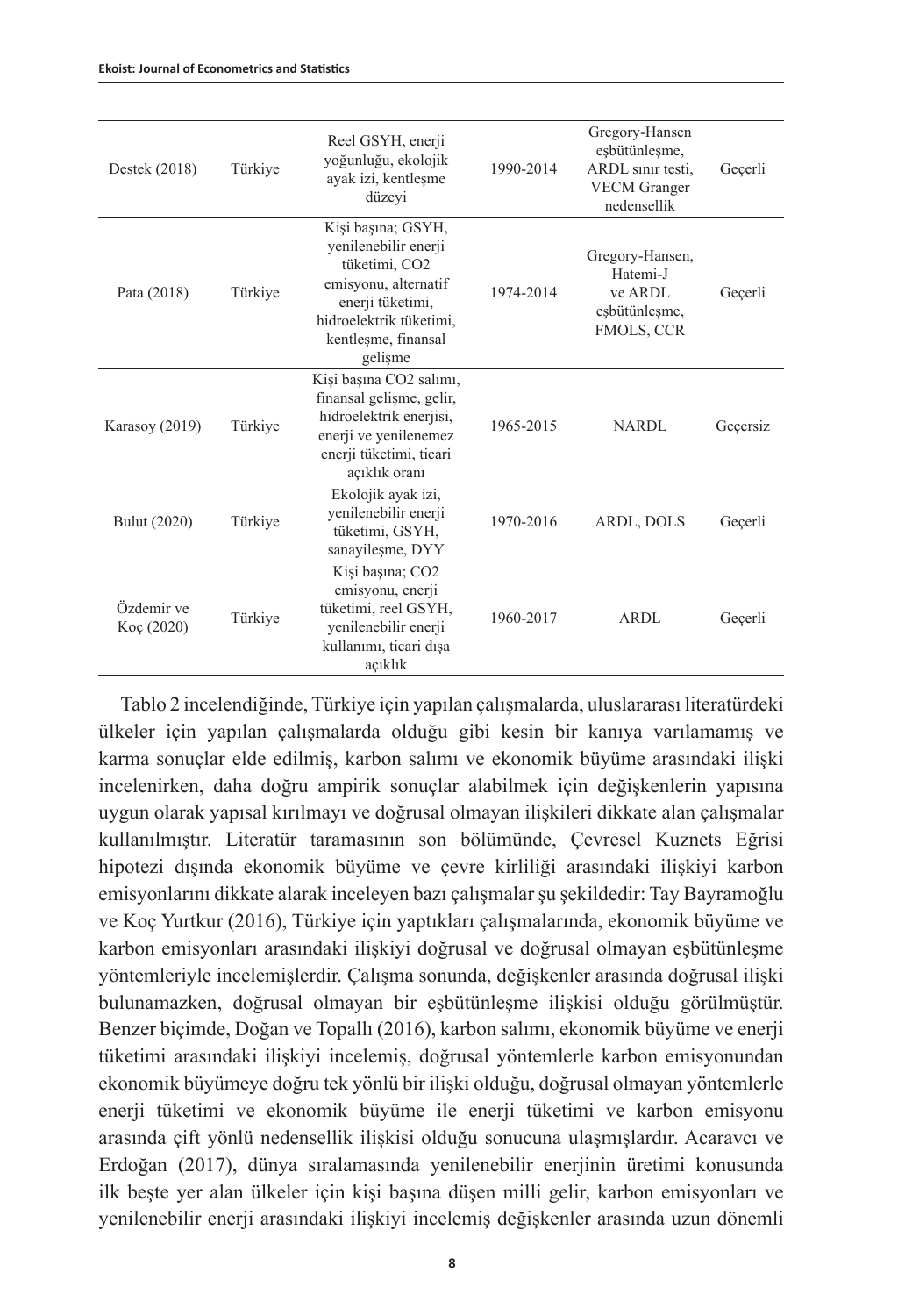| Destek (2018) | Türkiye | Reel GSYH, enerji yoğunluğu, ekolojik ayak izi, kentleşme düzeyi | 1990-2014 | Gregory-Hansen eşbütünleşme, ARDL sınır testi, VECM Granger nedensellik | Geçerli |
|---|---|---|---|---|---|
| Pata (2018) | Türkiye | Kişi başına; GSYH, yenilenebilir enerji tüketimi, $CO_2$ emisyonu, alternatif enerji tüketimi, hidroelektrik tüketimi, kentleşme, finansal gelişme | 1974-2014 | Gregory-Hansen, Hatemi-J ve ARDL eşbütünleşme, FMOLS, CCR | Geçerli |
| Karasoy (2019) | Türkiye | Kişi başına $CO_2$ salımı, finansal gelişme, gelir, hidroelektrik enerjisi, enerji ve yenilenemez enerji tüketimi, ticari açıklık oranı | 1965-2015 | NARDL | Geçersiz |
| Bulut (2020) | Türkiye | Ekolojik ayak izi, yenilenebilir enerji tüketimi, GSYH, sanayileşme, DYY | 1970-2016 | ARDL, DOLS | Geçerli |
| Özdemir ve Koç (2020) | Türkiye | Kişi başına; $CO_2$ emisyonu, enerji tüketimi, reel GSYH, yenilenebilir enerji kullanımı, ticari dışa açıklık | 1960-2017 | ARDL | Geçerli |

Tablo 2 incelendiğinde, Türkiye için yapılan çalışmalarda, uluslararası literatürdeki ülkeler için yapılan çalışmalarda olduğu gibi kesin bir kanıya varılamamış ve karma sonuçlar elde edilmiş, karbon salımı ve ekonomik büyüme arasındaki ilişki incelenirken, daha doğru ampirik sonuçlar alabilmek için değişkenlerin yapısına uygun olarak yapısal kırılmayı ve doğrusal olmayan ilişkileri dikkate alan çalışmalar kullanılmıştır. Literatür taramasının son bölümünde, Çevresel Kuznets Eğrisi hipotezi dışında ekonomik büyüme ve çevre kirliliği arasındaki ilişkiyi karbon emisyonlarını dikkate alarak inceleyen bazı çalışmalar şu şekildedir: Tay Bayramoğlu ve Koç Yurtkur (2016), Türkiye için yaptıkları çalışmalarında, ekonomik büyüme ve karbon emisyonları arasındaki ilişkiyi doğrusal ve doğrusal olmayan eşbütünleşme yöntemleriyle incelemişlerdir. Çalışma sonunda, değişkenler arasında doğrusal ilişki bulunamazken, doğrusal olmayan bir eşbütünleşme ilişkisi olduğu görülmüştür. Benzer biçimde, Doğan ve Topallı (2016), karbon salımı, ekonomik büyüme ve enerji tüketimi arasındaki ilişkiyi incelemiş, doğrusal yöntemlerle karbon emisyonundan ekonomik büyümeye doğru tek yönlü bir ilişki olduğu, doğrusal olmayan yöntemlerle enerji tüketimi ve ekonomik büyüme ile enerji tüketimi ve karbon emisyonu arasında çift yönlü nedensellik ilişkisi olduğu sonucuna ulaşmışlardır. Acaravcı ve Erdoğan (2017), dünya sıralamasında yenilenebilir enerjinin üretimi konusunda ilk beşte yer alan ülkeler için kişi başına düşen milli gelir, karbon emisyonları ve yenilenebilir enerji arasındaki ilişkiyi incelemiş değişkenler arasında uzun dönemli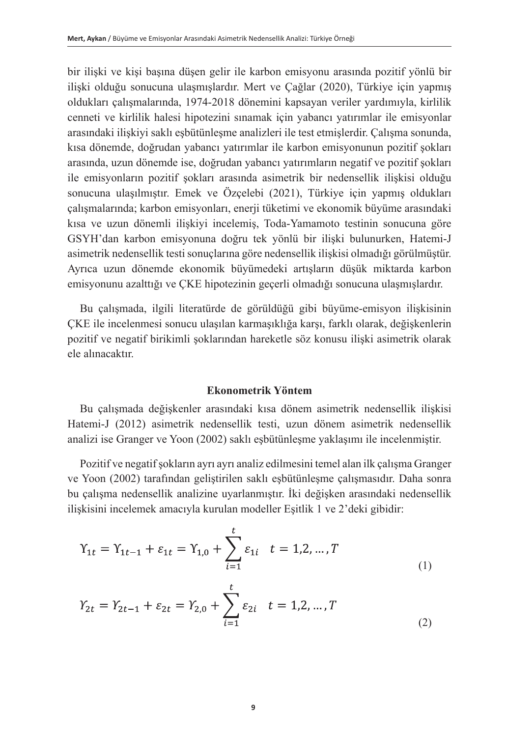bir ilişki ve kişi başına düşen gelir ile karbon emisyonu arasında pozitif yönlü bir ilişki olduğu sonucuna ulaşmışlardır. Mert ve Çağlar (2020), Türkiye için yapmış oldukları çalışmalarında, 1974-2018 dönemini kapsayan veriler yardımıyla, kirlilik cenneti ve kirlilik halesi hipotezini sınamak için yabancı yatırımlar ile emisyonlar arasındaki ilişkiyi saklı eşbütünleşme analizleri ile test etmişlerdir. Çalışma sonunda, kısa dönemde, doğrudan yabancı yatırımlar ile karbon emisyonunun pozitif şokları arasında, uzun dönemde ise, doğrudan yabancı yatırımların negatif ve pozitif şokları ile emisyonların pozitif şokları arasında asimetrik bir nedensellik ilişkisi olduğu sonucuna ulaşılmıştır. Emek ve Özçelebi (2021), Türkiye için yapmış oldukları çalışmalarında; karbon emisyonları, enerji tüketimi ve ekonomik büyüme arasındaki kısa ve uzun dönemli ilişkiyi incelemiş, Toda-Yamamoto testinin sonucuna göre GSYH'dan karbon emisyonuna doğru tek yönlü bir ilişki bulunurken, Hatemi-J asimetrik nedensellik testi sonuçlarına göre nedensellik ilişkisi olmadığı görülmüştür. Ayrıca uzun dönemde ekonomik büyümedeki artışların düşük miktarda karbon emisyonunu azalttığı ve ÇKE hipotezinin geçerli olmadığı sonucuna ulaşmışlardır.

Bu çalışmada, ilgili literatürde de görüldüğü gibi büyüme-emisyon ilişkisinin ÇKE ile incelenmesi sonucu ulaşılan karmaşıklığa karşı, farklı olarak, değişkenlerin pozitif ve negatif birikimli şoklarından hareketle söz konusu ilişki asimetrik olarak ele alınacaktır.

## Ekonometrik Yöntem

Bu çalışmada değişkenler arasındaki kısa dönem asimetrik nedensellik ilişkisi Hatemi-J (2012) asimetrik nedensellik testi, uzun dönem asimetrik nedensellik analizi ise Granger ve Yoon (2002) saklı eşbütünleşme yaklaşımı ile incelenmiştir.

Pozitif ve negatif şokların ayrı ayrı analiz edilmesini temel alan ilk çalışma Granger ve Yoon (2002) tarafından geliştirilen saklı eşbütünleşme çalışmasıdır. Daha sonra bu çalışma nedensellik analizine uyarlanmıştır. İki değişken arasındaki nedensellik ilişkisini incelemek amacıyla kurulan modeller Eşitlik 1 ve 2'deki gibidir:

$$\Upsilon_{1t} = \Upsilon_{1t-1} + \varepsilon_{1t} = \Upsilon_{1,0} + \sum_{i=1}^{t} \varepsilon_{1i} \quad t = 1,2,\dots,T \tag{1}$$

$$\Upsilon_{2t} = \Upsilon_{2t-1} + \varepsilon_{2t} = \Upsilon_{2,0} + \sum_{i=1}^{t} \varepsilon_{2i} \quad t = 1,2,\dots,T \tag{2}$$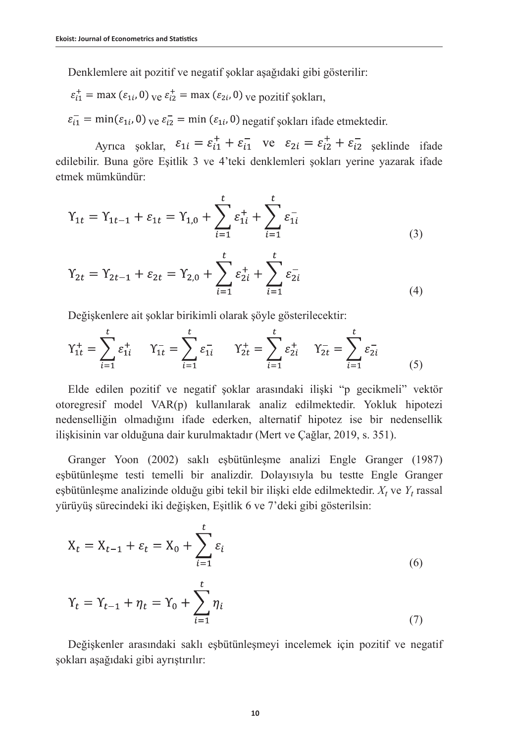Denklemlere ait pozitif ve negatif şoklar aşağıdaki gibi gösterilir:

$\varepsilon_{i1}^{+} = \max(\varepsilon_{1i}, 0)$ ve $\varepsilon_{i2}^{+} = \max(\varepsilon_{2i}, 0)$ ve pozitif şokları,

$\varepsilon_{i1}^{-} = \min(\varepsilon_{1i}, 0)$ ve $\varepsilon_{i2}^{-} = \min(\varepsilon_{1i}, 0)$ negatif şokları ifade etmektedir.

Ayrıca şoklar, $\varepsilon_{1i} = \varepsilon_{i1}^{+} + \varepsilon_{i1}^{-}$ ve $\varepsilon_{2i} = \varepsilon_{i2}^{+} + \varepsilon_{i2}^{-}$ şeklinde ifade edilebilir. Buna göre Eşitlik 3 ve 4'teki denklemleri şokları yerine yazarak ifade etmek mümkündür:

$$\Upsilon_{1t} = \Upsilon_{1t-1} + \varepsilon_{1t} = \Upsilon_{1,0} + \sum_{i=1}^{t} \varepsilon_{1i}^{+} + \sum_{i=1}^{t} \varepsilon_{1i}^{-} \tag{3}$$

$$\Upsilon_{2t} = \Upsilon_{2t-1} + \varepsilon_{2t} = \Upsilon_{2,0} + \sum_{i=1}^{t} \varepsilon_{2i}^{+} + \sum_{i=1}^{t} \varepsilon_{2i}^{-} \tag{4}$$

Değişkenlere ait şoklar birikimli olarak şöyle gösterilecektir:

$$\Upsilon_{1t}^{+} = \sum_{i=1}^{t} \varepsilon_{1i}^{+} \quad \Upsilon_{1t}^{-} = \sum_{i=1}^{t} \varepsilon_{1i}^{-} \quad \Upsilon_{2t}^{+} = \sum_{i=1}^{t} \varepsilon_{2i}^{+} \quad \Upsilon_{2t}^{-} = \sum_{i=1}^{t} \varepsilon_{2i}^{-} \tag{5}$$

Elde edilen pozitif ve negatif şoklar arasındaki ilişki "p gecikmeli" vektör otoregresif model VAR(p) kullanılarak analiz edilmektedir. Yokluk hipotezi nedenselliğin olmadığını ifade ederken, alternatif hipotez ise bir nedensellik ilişkisinin var olduğuna dair kurulmaktadır (Mert ve Çağlar, 2019, s. 351).

Granger Yoon (2002) saklı eşbütünleşme analizi Engle Granger (1987) eşbütünleşme testi temelli bir analizdir. Dolayısıyla bu testte Engle Granger eşbütünleşme analizinde olduğu gibi tekil bir ilişki elde edilmektedir. $X_t$ ve $Y_t$ rassal yürüyüş sürecindeki iki değişken, Eşitlik 6 ve 7'deki gibi gösterilsin:

$$X_t = X_{t-1} + \varepsilon_t = X_0 + \sum_{i=1}^{t} \varepsilon_i \tag{6}$$

$$\Upsilon_t = \Upsilon_{t-1} + \eta_t = \Upsilon_0 + \sum_{i=1}^{t} \eta_i \tag{7}$$

Değişkenler arasındaki saklı eşbütünleşmeyi incelemek için pozitif ve negatif şokları aşağıdaki gibi ayrıştırılır: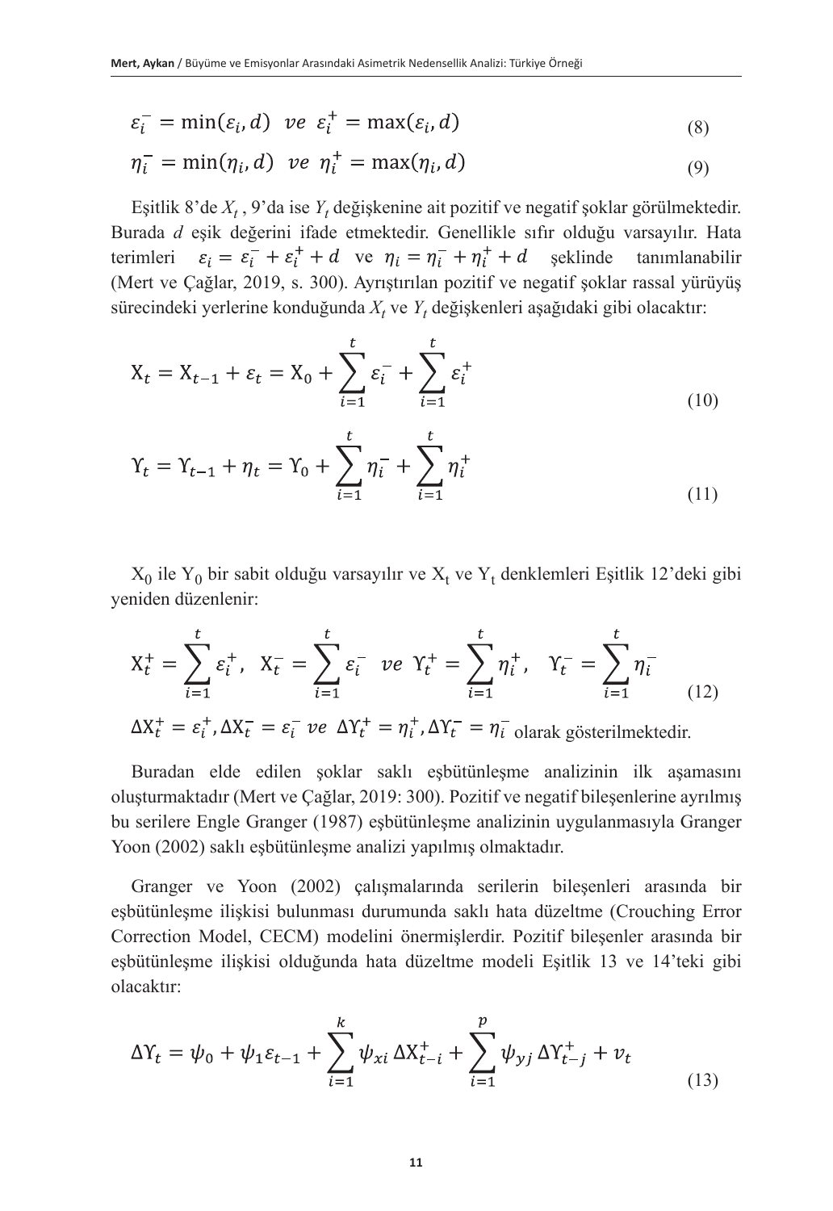$$\varepsilon_i^- = \min(\varepsilon_i, d) \;\; ve \;\; \varepsilon_i^+ = \max(\varepsilon_i, d) \tag{8}$$

$$\eta_i^- = \min(\eta_i, d) \;\; ve \;\; \eta_i^+ = \max(\eta_i, d) \tag{9}$$

Eşitlik 8'de $X_t$ , 9'da ise $Y_t$ değişkenine ait pozitif ve negatif şoklar görülmektedir. Burada *d* eşik değerini ifade etmektedir. Genellikle sıfır olduğu varsayılır. Hata terimleri $\varepsilon_i = \varepsilon_i^- + \varepsilon_i^+ + d$ ve $\eta_i = \eta_i^- + \eta_i^+ + d$ şeklinde tanımlanabilir (Mert ve Çağlar, 2019, s. 300). Ayrıştırılan pozitif ve negatif şoklar rassal yürüyüş sürecindeki yerlerine konduğunda $X_t$ ve $Y_t$ değişkenleri aşağıdaki gibi olacaktır:

$$X_t = X_{t-1} + \varepsilon_t = X_0 + \sum_{i=1}^{t} \varepsilon_i^- + \sum_{i=1}^{t} \varepsilon_i^+ \tag{10}$$

$$Y_t = Y_{t-1} + \eta_t = Y_0 + \sum_{i=1}^{t} \eta_i^- + \sum_{i=1}^{t} \eta_i^+ \tag{11}$$

$X_0$ ile $Y_0$ bir sabit olduğu varsayılır ve $X_t$ ve $Y_t$ denklemleri Eşitlik 12'deki gibi yeniden düzenlenir:

$$X_t^+ = \sum_{i=1}^{t} \varepsilon_i^+, \;\; X_t^- = \sum_{i=1}^{t} \varepsilon_i^- \;\; ve \;\; Y_t^+ = \sum_{i=1}^{t} \eta_i^+, \;\; Y_t^- = \sum_{i=1}^{t} \eta_i^- \tag{12}$$

$\Delta X_t^+ = \varepsilon_i^+, \Delta X_t^- = \varepsilon_i^- \; ve \; \Delta Y_t^+ = \eta_i^+, \Delta Y_t^- = \eta_i^-$ olarak gösterilmektedir.

Buradan elde edilen şoklar saklı eşbütünleşme analizinin ilk aşamasını oluşturmaktadır (Mert ve Çağlar, 2019: 300). Pozitif ve negatif bileşenlerine ayrılmış bu serilere Engle Granger (1987) eşbütünleşme analizinin uygulanmasıyla Granger Yoon (2002) saklı eşbütünleşme analizi yapılmış olmaktadır.

Granger ve Yoon (2002) çalışmalarında serilerin bileşenleri arasında bir eşbütünleşme ilişkisi bulunması durumunda saklı hata düzeltme (Crouching Error Correction Model, CECM) modelini önermişlerdir. Pozitif bileşenler arasında bir eşbütünleşme ilişkisi olduğunda hata düzeltme modeli Eşitlik 13 ve 14'teki gibi olacaktır:

$$\Delta Y_t = \psi_0 + \psi_1 \varepsilon_{t-1} + \sum_{i=1}^{k} \psi_{xi} \Delta X_{t-i}^+ + \sum_{i=1}^{p} \psi_{yj} \Delta Y_{t-j}^+ + v_t \tag{13}$$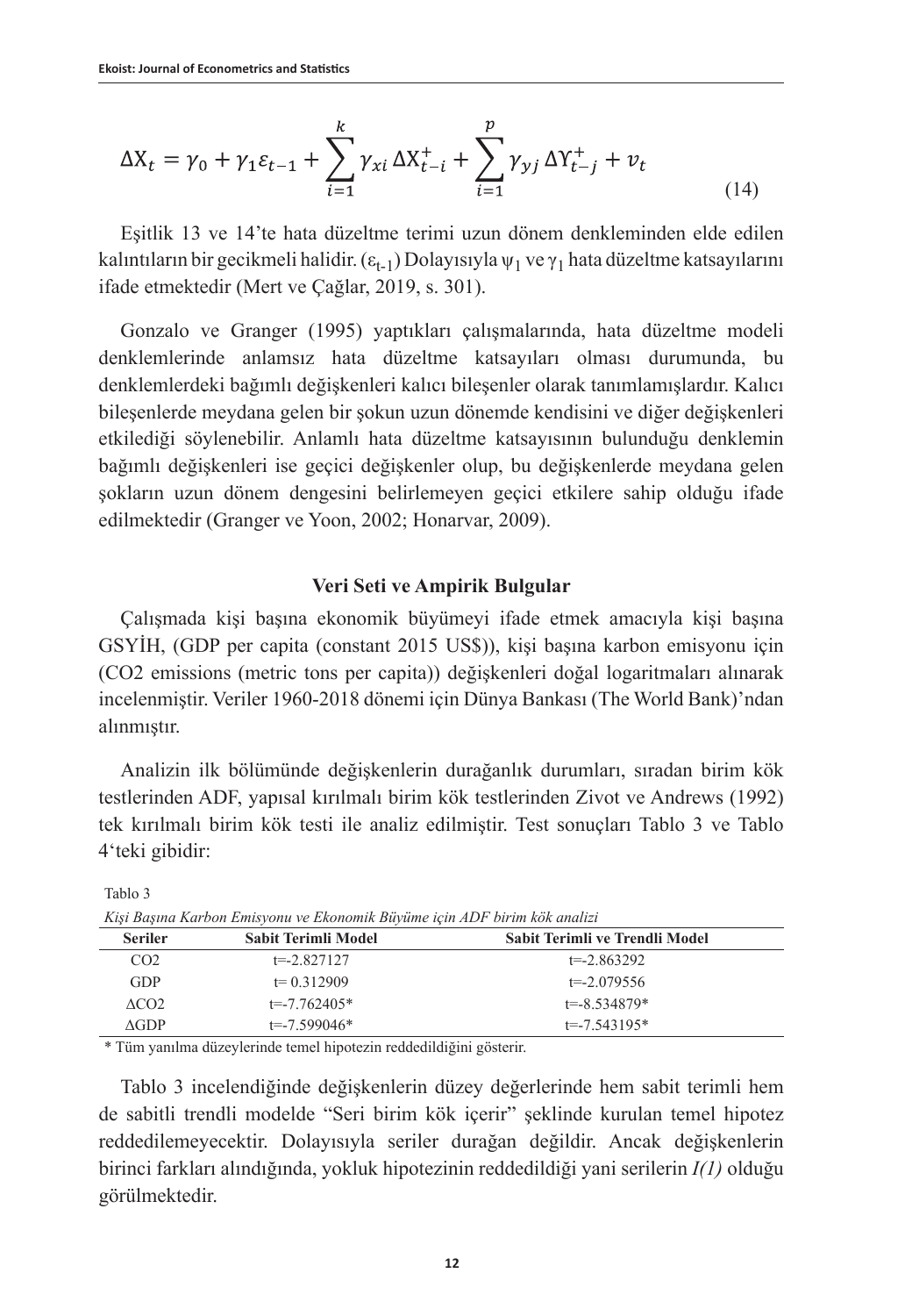$$\Delta X_t = \gamma_0 + \gamma_1 \varepsilon_{t-1} + \sum_{i=1}^{k} \gamma_{xi} \Delta X_{t-i}^{+} + \sum_{i=1}^{p} \gamma_{yj} \Delta Y_{t-j}^{+} + v_t \tag{14}$$

Eşitlik 13 ve 14'te hata düzeltme terimi uzun dönem denkleminden elde edilen kalıntıların bir gecikmeli halidir. ($\varepsilon_{t-1}$) Dolayısıyla $\psi_1$ ve $\gamma_1$ hata düzeltme katsayılarını ifade etmektedir (Mert ve Çağlar, 2019, s. 301).

Gonzalo ve Granger (1995) yaptıkları çalışmalarında, hata düzeltme modeli denklemlerinde anlamsız hata düzeltme katsayıları olması durumunda, bu denklemlerdeki bağımlı değişkenleri kalıcı bileşenler olarak tanımlamışlardır. Kalıcı bileşenlerde meydana gelen bir şokun uzun dönemde kendisini ve diğer değişkenleri etkilediği söylenebilir. Anlamlı hata düzeltme katsayısının bulunduğu denklemin bağımlı değişkenleri ise geçici değişkenler olup, bu değişkenlerde meydana gelen şokların uzun dönem dengesini belirlemeyen geçici etkilere sahip olduğu ifade edilmektedir (Granger ve Yoon, 2002; Honarvar, 2009).

## Veri Seti ve Ampirik Bulgular

Çalışmada kişi başına ekonomik büyümeyi ifade etmek amacıyla kişi başına GSYİH, (GDP per capita (constant 2015 US$)), kişi başına karbon emisyonu için (CO2 emissions (metric tons per capita)) değişkenleri doğal logaritmaları alınarak incelenmiştir. Veriler 1960-2018 dönemi için Dünya Bankası (The World Bank)'ndan alınmıştır.

Analizin ilk bölümünde değişkenlerin durağanlık durumları, sıradan birim kök testlerinden ADF, yapısal kırılmalı birim kök testlerinden Zivot ve Andrews (1992) tek kırılmalı birim kök testi ile analiz edilmiştir. Test sonuçları Tablo 3 ve Tablo 4'teki gibidir:

Tablo 3

*Kişi Başına Karbon Emisyonu ve Ekonomik Büyüme için ADF birim kök analizi*

| Seriler | Sabit Terimli Model | Sabit Terimli ve Trendli Model |
|---|---|---|
| $CO_2$ | t=-2.827127 | t=-2.863292 |
| GDP | t= 0.312909 | t=-2.079556 |
| $\Delta CO_2$ | t=-7.762405* | t=-8.534879* |
| ΔGDP | t=-7.599046* | t=-7.543195* |

\* Tüm yanılma düzeylerinde temel hipotezin reddedildiğini gösterir.

Tablo 3 incelendiğinde değişkenlerin düzey değerlerinde hem sabit terimli hem de sabitli trendli modelde "Seri birim kök içerir" şeklinde kurulan temel hipotez reddedilemeyecektir. Dolayısıyla seriler durağan değildir. Ancak değişkenlerin birinci farkları alındığında, yokluk hipotezinin reddedildiği yani serilerin *I(1)* olduğu görülmektedir.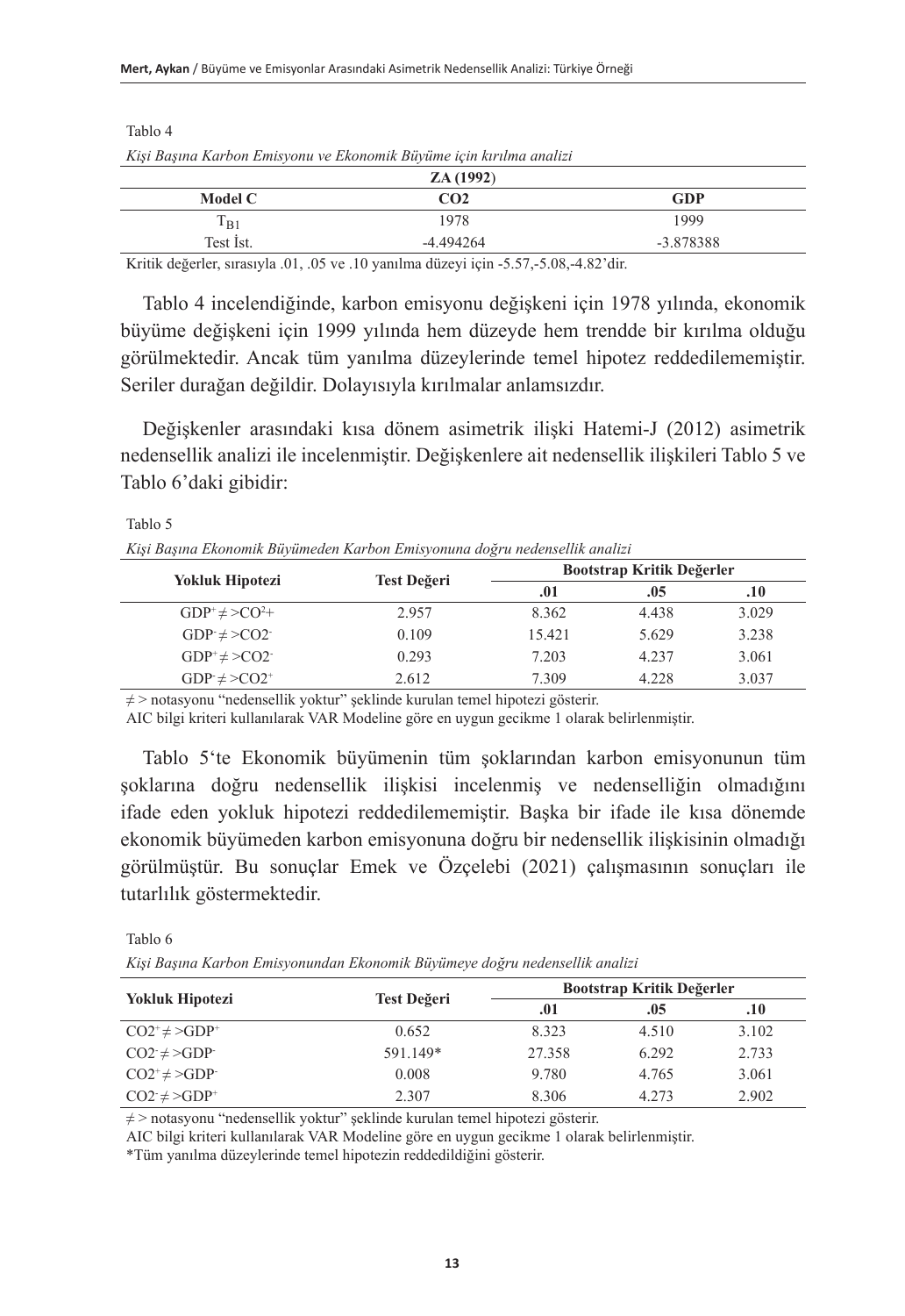Tablo 4

*Kişi Başına Karbon Emisyonu ve Ekonomik Büyüme için kırılma analizi*

| | ZA (1992) | |
|---|---|---|
| **Model C** | **$CO_2$** | **GDP** |
| $T_{B1}$ | 1978 | 1999 |
| Test İst. | -4.494264 | -3.878388 |

Kritik değerler, sırasıyla .01, .05 ve .10 yanılma düzeyi için -5.57,-5.08,-4.82'dir.

Tablo 4 incelendiğinde, karbon emisyonu değişkeni için 1978 yılında, ekonomik büyüme değişkeni için 1999 yılında hem düzeyde hem trendde bir kırılma olduğu görülmektedir. Ancak tüm yanılma düzeylerinde temel hipotez reddedilememiştir. Seriler durağan değildir. Dolayısıyla kırılmalar anlamsızdır.

Değişkenler arasındaki kısa dönem asimetrik ilişki Hatemi-J (2012) asimetrik nedensellik analizi ile incelenmiştir. Değişkenlere ait nedensellik ilişkileri Tablo 5 ve Tablo 6'daki gibidir:

Tablo 5

*Kişi Başına Ekonomik Büyümeden Karbon Emisyonuna doğru nedensellik analizi*

| Yokluk Hipotezi | Test Değeri | Bootstrap Kritik Değerler | | |
|---|---|---|---|---|
| | | .01 | .05 | .10 |
| $GDP^{+} \neq > CO2^{+}$ | 2.957 | 8.362 | 4.438 | 3.029 |
| $GDP^{-} \neq > CO2^{-}$ | 0.109 | 15.421 | 5.629 | 3.238 |
| $GDP^{+} \neq > CO2^{-}$ | 0.293 | 7.203 | 4.237 | 3.061 |
| $GDP^{-} \neq > CO2^{+}$ | 2.612 | 7.309 | 4.228 | 3.037 |

$\neq >$ notasyonu "nedensellik yoktur" şeklinde kurulan temel hipotezi gösterir.

AIC bilgi kriteri kullanılarak VAR Modeline göre en uygun gecikme 1 olarak belirlenmiştir.

Tablo 5'te Ekonomik büyümenin tüm şoklarından karbon emisyonunun tüm şoklarına doğru nedensellik ilişkisi incelenmiş ve nedenselliğin olmadığını ifade eden yokluk hipotezi reddedilememiştir. Başka bir ifade ile kısa dönemde ekonomik büyümeden karbon emisyonuna doğru bir nedensellik ilişkisinin olmadığı görülmüştür. Bu sonuçlar Emek ve Özçelebi (2021) çalışmasının sonuçları ile tutarlılık göstermektedir.

Tablo 6

*Kişi Başına Karbon Emisyonundan Ekonomik Büyümeye doğru nedensellik analizi*

| Yokluk Hipotezi | Test Değeri | Bootstrap Kritik Değerler | | |
|---|---|---|---|---|
| | | .01 | .05 | .10 |
| $CO2^{+} \neq > GDP^{+}$ | 0.652 | 8.323 | 4.510 | 3.102 |
| $CO2^{-} \neq > GDP^{-}$ | 591.149* | 27.358 | 6.292 | 2.733 |
| $CO2^{+} \neq > GDP^{-}$ | 0.008 | 9.780 | 4.765 | 3.061 |
| $CO2^{-} \neq > GDP^{+}$ | 2.307 | 8.306 | 4.273 | 2.902 |

$\neq >$ notasyonu "nedensellik yoktur" şeklinde kurulan temel hipotezi gösterir.

AIC bilgi kriteri kullanılarak VAR Modeline göre en uygun gecikme 1 olarak belirlenmiştir.

*Tüm yanılma düzeylerinde temel hipotezin reddedildiğini gösterir.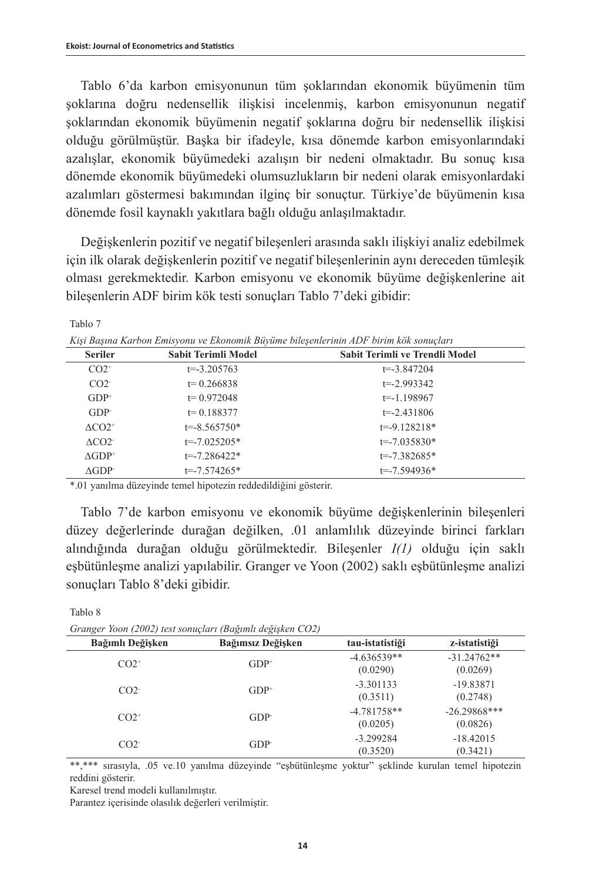Tablo 6'da karbon emisyonunun tüm şoklarından ekonomik büyümenin tüm şoklarına doğru nedensellik ilişkisi incelenmiş, karbon emisyonunun negatif şoklarından ekonomik büyümenin negatif şoklarına doğru bir nedensellik ilişkisi olduğu görülmüştür. Başka bir ifadeyle, kısa dönemde karbon emisyonlarındaki azalışlar, ekonomik büyümedeki azalışın bir nedeni olmaktadır. Bu sonuç kısa dönemde ekonomik büyümedeki olumsuzlukların bir nedeni olarak emisyonlardaki azalımları göstermesi bakımından ilginç bir sonuçtur. Türkiye'de büyümenin kısa dönemde fosil kaynaklı yakıtlara bağlı olduğu anlaşılmaktadır.

Değişkenlerin pozitif ve negatif bileşenleri arasında saklı ilişkiyi analiz edebilmek için ilk olarak değişkenlerin pozitif ve negatif bileşenlerinin aynı dereceden tümleşik olması gerekmektedir. Karbon emisyonu ve ekonomik büyüme değişkenlerine ait bileşenlerin ADF birim kök testi sonuçları Tablo 7'deki gibidir:

Tablo 7

*Kişi Başına Karbon Emisyonu ve Ekonomik Büyüme bileşenlerinin ADF birim kök sonuçları*

| Seriler | Sabit Terimli Model | Sabit Terimli ve Trendli Model |
|---|---|---|
| $CO2^{+}$ | t=-3.205763 | t=-3.847204 |
| $CO2^{-}$ | t= 0.266838 | t=-2.993342 |
| $GDP^{+}$ | t= 0.972048 | t=-1.198967 |
| $GDP^{-}$ | t= 0.188377 | t=-2.431806 |
| $\Delta CO2^{+}$ | t=-8.565750* | t=-9.128218* |
| $\Delta CO2^{-}$ | t=-7.025205* | t=-7.035830* |
| $\Delta GDP^{+}$ | t=-7.286422* | t=-7.382685* |
| $\Delta GDP^{-}$ | t=-7.574265* | t=-7.594936* |

*.01 yanılma düzeyinde temel hipotezin reddedildiğini gösterir.

Tablo 7'de karbon emisyonu ve ekonomik büyüme değişkenlerinin bileşenleri düzey değerlerinde durağan değilken, .01 anlamlılık düzeyinde birinci farkları alındığında durağan olduğu görülmektedir. Bileşenler *I(1)* olduğu için saklı eşbütünleşme analizi yapılabilir. Granger ve Yoon (2002) saklı eşbütünleşme analizi sonuçları Tablo 8'deki gibidir.

Tablo 8

*Granger Yoon (2002) test sonuçları (Bağımlı değişken CO2)*

| Bağımlı Değişken | Bağımsız Değişken | tau-istatistiği | z-istatistiği |
|---|---|---|---|
| $CO2^{+}$ | $GDP^{+}$ | -4.636539** (0.0290) | -31.24762** (0.0269) |
| $CO2^{-}$ | $GDP^{+}$ | -3.301133 (0.3511) | -19.83871 (0.2748) |
| $CO2^{+}$ | $GDP^{-}$ | -4.781758** (0.0205) | -26.29868*** (0.0826) |
| $CO2^{-}$ | $GDP^{-}$ | -3.299284 (0.3520) | -18.42015 (0.3421) |

**,*** sırasıyla, .05 ve.10 yanılma düzeyinde "eşbütünleşme yoktur" şeklinde kurulan temel hipotezin reddini gösterir.

Karesel trend modeli kullanılmıştır.

Parantez içerisinde olasılık değerleri verilmiştir.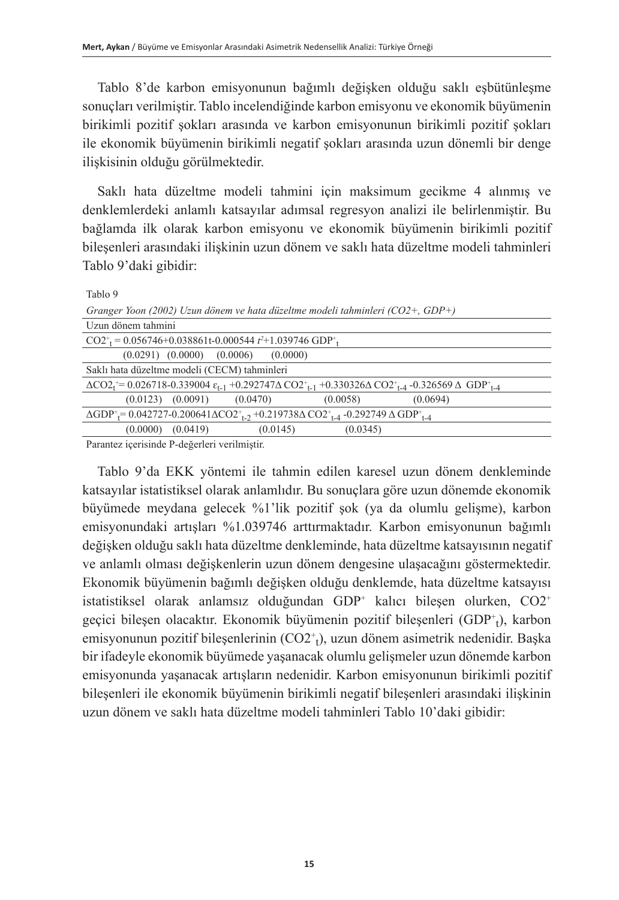Tablo 8'de karbon emisyonunun bağımlı değişken olduğu saklı eşbütünleşme sonuçları verilmiştir. Tablo incelendiğinde karbon emisyonu ve ekonomik büyümenin birikimli pozitif şokları arasında ve karbon emisyonunun birikimli pozitif şokları ile ekonomik büyümenin birikimli negatif şokları arasında uzun dönemli bir denge ilişkisinin olduğu görülmektedir.

Saklı hata düzeltme modeli tahmini için maksimum gecikme 4 alınmış ve denklemlerdeki anlamlı katsayılar adımsal regresyon analizi ile belirlenmiştir. Bu bağlamda ilk olarak karbon emisyonu ve ekonomik büyümenin birikimli pozitif bileşenleri arasındaki ilişkinin uzun dönem ve saklı hata düzeltme modeli tahminleri Tablo 9'daki gibidir:

Tablo 9

*Granger Yoon (2002) Uzun dönem ve hata düzeltme modeli tahminleri (CO2+, GDP+)*

| |
|---|
| Uzun dönem tahmini |
| $CO2^{+}_{t} = 0.056746 + 0.038861t - 0.000544\, t^{2} + 1.039746\, GDP^{+}_{t}$ |
| (0.0291) (0.0000) (0.0006) (0.0000) |
| Saklı hata düzeltme modeli (CECM) tahminleri |
| $\Delta CO2^{+}_{t} = 0.026718 - 0.339004\, \varepsilon_{t-1} + 0.292747 \Delta CO2^{+}_{t-1} + 0.330326 \Delta CO2^{+}_{t-4} - 0.326569\, \Delta GDP^{+}_{t-4}$ |
| (0.0123) (0.0091) (0.0470) (0.0058) (0.0694) |
| $\Delta GDP^{+}_{t} = 0.042727 - 0.200641 \Delta CO2^{+}_{t-2} + 0.219738 \Delta CO2^{+}_{t-4} - 0.292749\, \Delta GDP^{+}_{t-4}$ |
| (0.0000) (0.0419) (0.0145) (0.0345) |

Parantez içerisinde P-değerleri verilmiştir.

Tablo 9'da EKK yöntemi ile tahmin edilen karesel uzun dönem denkleminde katsayılar istatistiksel olarak anlamlıdır. Bu sonuçlara göre uzun dönemde ekonomik büyümede meydana gelecek %1'lik pozitif şok (ya da olumlu gelişme), karbon emisyonundaki artışları %1.039746 arttırmaktadır. Karbon emisyonunun bağımlı değişken olduğu saklı hata düzeltme denkleminde, hata düzeltme katsayısının negatif ve anlamlı olması değişkenlerin uzun dönem dengesine ulaşacağını göstermektedir. Ekonomik büyümenin bağımlı değişken olduğu denklemde, hata düzeltme katsayısı istatistiksel olarak anlamsız olduğundan $GDP^{+}$ kalıcı bileşen olurken, $CO2^{+}$ geçici bileşen olacaktır. Ekonomik büyümenin pozitif bileşenleri ($GDP^{+}_{t}$), karbon emisyonunun pozitif bileşenlerinin ($CO2^{+}_{t}$), uzun dönem asimetrik nedenidir. Başka bir ifadeyle ekonomik büyümede yaşanacak olumlu gelişmeler uzun dönemde karbon emisyonunda yaşanacak artışların nedenidir. Karbon emisyonunun birikimli pozitif bileşenleri ile ekonomik büyümenin birikimli negatif bileşenleri arasındaki ilişkinin uzun dönem ve saklı hata düzeltme modeli tahminleri Tablo 10'daki gibidir: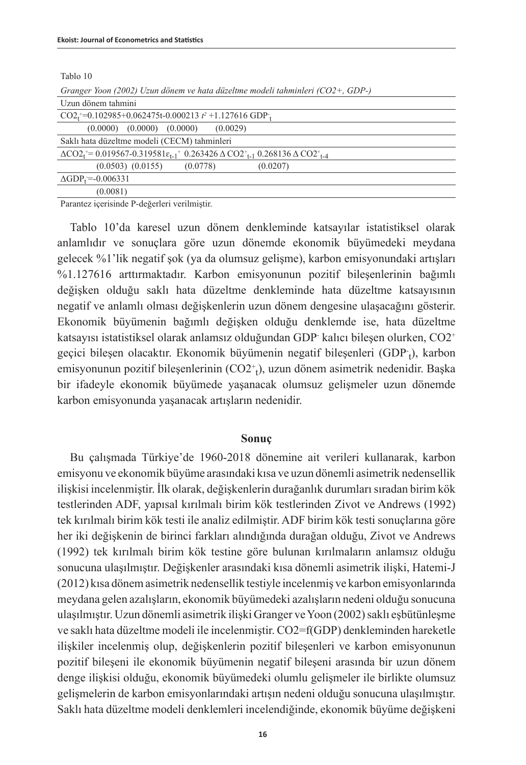Tablo 10

*Granger Yoon (2002) Uzun dönem ve hata düzeltme modeli tahminleri (CO2+, GDP-)*

| Uzun dönem tahmini |
|---|
| $CO2_t^+=0.102985+0.062475t-0.000213\ t^2+1.127616\ GDP_t^-$ |
| (0.0000) (0.0000) (0.0000) (0.0029) |
| Saklı hata düzeltme modeli (CECM) tahminleri |
| $\Delta CO2_t^+= 0.019567-0.319581\varepsilon_{t-1}^+\ 0.263426\ \Delta CO2_{t-1}^+\ 0.268136\ \Delta CO2_{t-4}^+$ |
| (0.0503) (0.0155) (0.0778) (0.0207) |
| $\Delta GDP_t^-=-0.006331$ |
| (0.0081) |

Parantez içerisinde P-değerleri verilmiştir.

Tablo 10'da karesel uzun dönem denkleminde katsayılar istatistiksel olarak anlamlıdır ve sonuçlara göre uzun dönemde ekonomik büyümedeki meydana gelecek %1'lik negatif şok (ya da olumsuz gelişme), karbon emisyonundaki artışları %1.127616 arttırmaktadır. Karbon emisyonunun pozitif bileşenlerinin bağımlı değişken olduğu saklı hata düzeltme denkleminde hata düzeltme katsayısının negatif ve anlamlı olması değişkenlerin uzun dönem dengesine ulaşacağını gösterir. Ekonomik büyümenin bağımlı değişken olduğu denklemde ise, hata düzeltme katsayısı istatistiksel olarak anlamsız olduğundan $GDP^-$ kalıcı bileşen olurken, $CO2^+$ geçici bileşen olacaktır. Ekonomik büyümenin negatif bileşenleri ($GDP_t^-$), karbon emisyonunun pozitif bileşenlerinin ($CO2_t^+$), uzun dönem asimetrik nedenidir. Başka bir ifadeyle ekonomik büyümede yaşanacak olumsuz gelişmeler uzun dönemde karbon emisyonunda yaşanacak artışların nedenidir.

## Sonuç

Bu çalışmada Türkiye'de 1960-2018 dönemine ait verileri kullanarak, karbon emisyonu ve ekonomik büyüme arasındaki kısa ve uzun dönemli asimetrik nedensellik ilişkisi incelenmiştir. İlk olarak, değişkenlerin durağanlık durumları sıradan birim kök testlerinden ADF, yapısal kırılmalı birim kök testlerinden Zivot ve Andrews (1992) tek kırılmalı birim kök testi ile analiz edilmiştir. ADF birim kök testi sonuçlarına göre her iki değişkenin de birinci farkları alındığında durağan olduğu, Zivot ve Andrews (1992) tek kırılmalı birim kök testine göre bulunan kırılmaların anlamsız olduğu sonucuna ulaşılmıştır. Değişkenler arasındaki kısa dönemli asimetrik ilişki, Hatemi-J (2012) kısa dönem asimetrik nedensellik testiyle incelenmiş ve karbon emisyonlarında meydana gelen azalışların, ekonomik büyümedeki azalışların nedeni olduğu sonucuna ulaşılmıştır. Uzun dönemli asimetrik ilişki Granger ve Yoon (2002) saklı eşbütünleşme ve saklı hata düzeltme modeli ile incelenmiştir. CO2=f(GDP) denkleminden hareketle ilişkiler incelenmiş olup, değişkenlerin pozitif bileşenleri ve karbon emisyonunun pozitif bileşeni ile ekonomik büyümenin negatif bileşeni arasında bir uzun dönem denge ilişkisi olduğu, ekonomik büyümedeki olumlu gelişmeler ile birlikte olumsuz gelişmelerin de karbon emisyonlarındaki artışın nedeni olduğu sonucuna ulaşılmıştır. Saklı hata düzeltme modeli denklemleri incelendiğinde, ekonomik büyüme değişkeni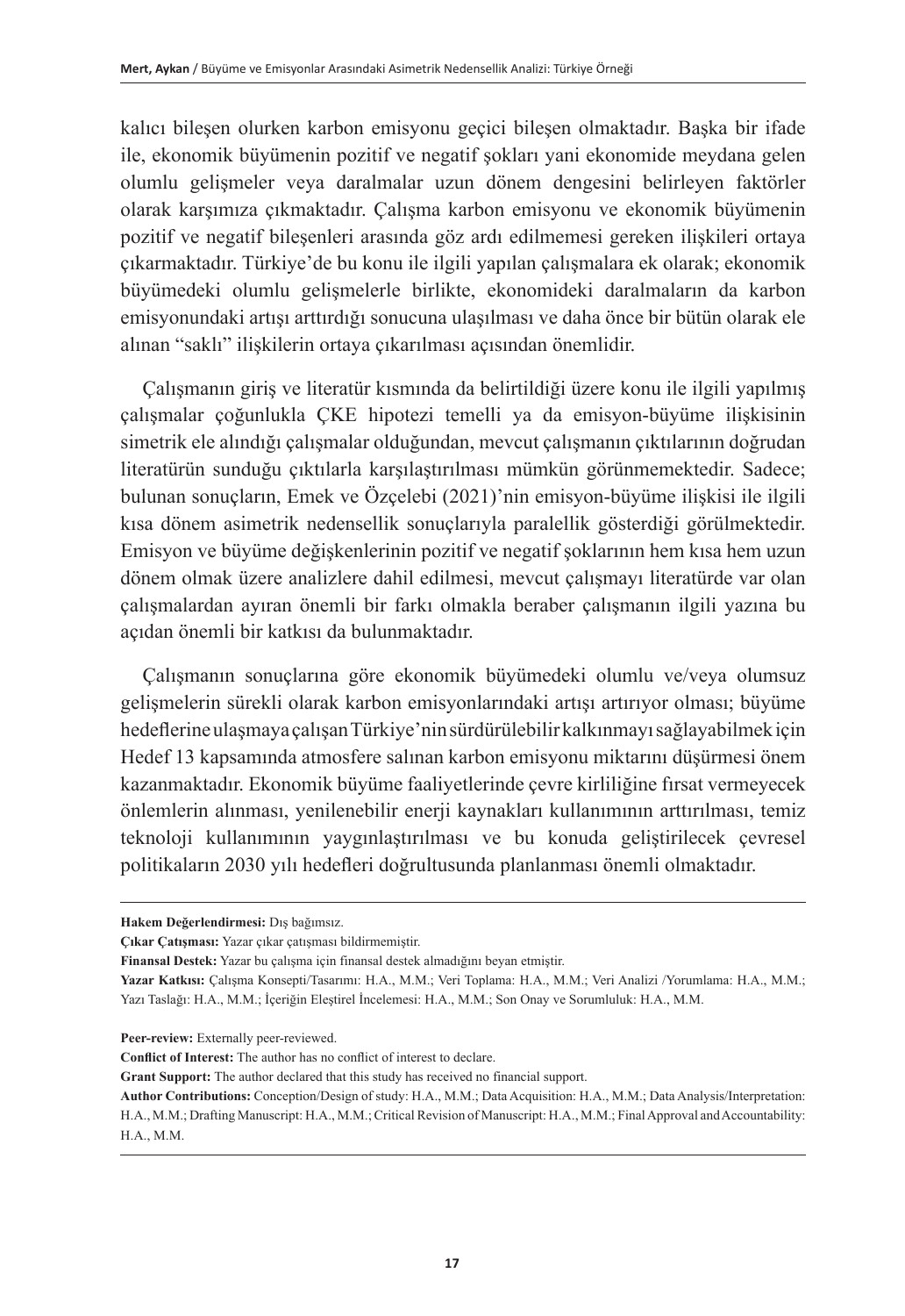kalıcı bileşen olurken karbon emisyonu geçici bileşen olmaktadır. Başka bir ifade ile, ekonomik büyümenin pozitif ve negatif şokları yani ekonomide meydana gelen olumlu gelişmeler veya daralmalar uzun dönem dengesini belirleyen faktörler olarak karşımıza çıkmaktadır. Çalışma karbon emisyonu ve ekonomik büyümenin pozitif ve negatif bileşenleri arasında göz ardı edilmemesi gereken ilişkileri ortaya çıkarmaktadır. Türkiye'de bu konu ile ilgili yapılan çalışmalara ek olarak; ekonomik büyümedeki olumlu gelişmelerle birlikte, ekonomideki daralmaların da karbon emisyonundaki artışı arttırdığı sonucuna ulaşılması ve daha önce bir bütün olarak ele alınan "saklı" ilişkilerin ortaya çıkarılması açısından önemlidir.

Çalışmanın giriş ve literatür kısmında da belirtildiği üzere konu ile ilgili yapılmış çalışmalar çoğunlukla ÇKE hipotezi temelli ya da emisyon-büyüme ilişkisinin simetrik ele alındığı çalışmalar olduğundan, mevcut çalışmanın çıktılarının doğrudan literatürün sunduğu çıktılarla karşılaştırılması mümkün görünmemektedir. Sadece; bulunan sonuçların, Emek ve Özçelebi (2021)'nin emisyon-büyüme ilişkisi ile ilgili kısa dönem asimetrik nedensellik sonuçlarıyla paralellik gösterdiği görülmektedir. Emisyon ve büyüme değişkenlerinin pozitif ve negatif şoklarının hem kısa hem uzun dönem olmak üzere analizlere dahil edilmesi, mevcut çalışmayı literatürde var olan çalışmalardan ayıran önemli bir farkı olmakla beraber çalışmanın ilgili yazına bu açıdan önemli bir katkısı da bulunmaktadır.

Çalışmanın sonuçlarına göre ekonomik büyümedeki olumlu ve/veya olumsuz gelişmelerin sürekli olarak karbon emisyonlarındaki artışı artırıyor olması; büyüme hedeflerine ulaşmaya çalışan Türkiye'nin sürdürülebilir kalkınmayı sağlayabilmek için Hedef 13 kapsamında atmosfere salınan karbon emisyonu miktarını düşürmesi önem kazanmaktadır. Ekonomik büyüme faaliyetlerinde çevre kirliliğine fırsat vermeyecek önlemlerin alınması, yenilenebilir enerji kaynakları kullanımının arttırılması, temiz teknoloji kullanımının yaygınlaştırılması ve bu konuda geliştirilecek çevresel politikaların 2030 yılı hedefleri doğrultusunda planlanması önemli olmaktadır.

---

**Hakem Değerlendirmesi:** Dış bağımsız.

**Çıkar Çatışması:** Yazar çıkar çatışması bildirmemiştir.

**Finansal Destek:** Yazar bu çalışma için finansal destek almadığını beyan etmiştir.

**Yazar Katkısı:** Çalışma Konsepti/Tasarımı: H.A., M.M.; Veri Toplama: H.A., M.M.; Veri Analizi /Yorumlama: H.A., M.M.; Yazı Taslağı: H.A., M.M.; İçeriğin Eleştirel İncelemesi: H.A., M.M.; Son Onay ve Sorumluluk: H.A., M.M.

**Peer-review:** Externally peer-reviewed.

**Conflict of Interest:** The author has no conflict of interest to declare.

**Grant Support:** The author declared that this study has received no financial support.

**Author Contributions:** Conception/Design of study: H.A., M.M.; Data Acquisition: H.A., M.M.; Data Analysis/Interpretation: H.A., M.M.; Drafting Manuscript: H.A., M.M.; Critical Revision of Manuscript: H.A., M.M.; Final Approval and Accountability: H.A., M.M.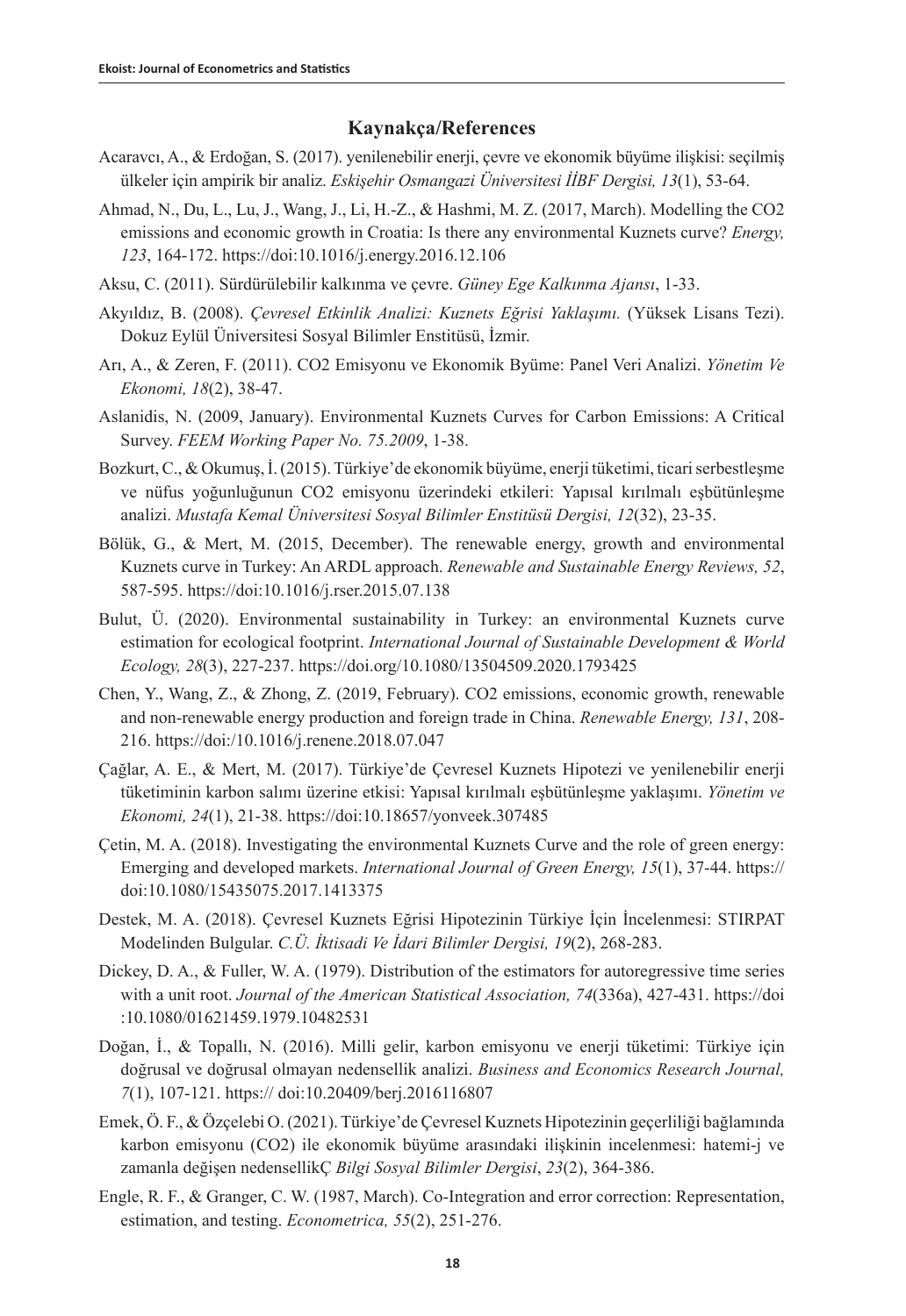## Kaynakça/References

Acaravcı, A., & Erdoğan, S. (2017). yenilenebilir enerji, çevre ve ekonomik büyüme ilişkisi: seçilmiş ülkeler için ampirik bir analiz. *Eskişehir Osmangazi Üniversitesi İİBF Dergisi, 13*(1), 53-64.

Ahmad, N., Du, L., Lu, J., Wang, J., Li, H.-Z., & Hashmi, M. Z. (2017, March). Modelling the CO2 emissions and economic growth in Croatia: Is there any environmental Kuznets curve? *Energy, 123*, 164-172. https://doi:10.1016/j.energy.2016.12.106

Aksu, C. (2011). Sürdürülebilir kalkınma ve çevre. *Güney Ege Kalkınma Ajansı*, 1-33.

Akyıldız, B. (2008). *Çevresel Etkinlik Analizi: Kuznets Eğrisi Yaklaşımı.* (Yüksek Lisans Tezi). Dokuz Eylül Üniversitesi Sosyal Bilimler Enstitüsü, İzmir.

Arı, A., & Zeren, F. (2011). CO2 Emisyonu ve Ekonomik Byüme: Panel Veri Analizi. *Yönetim Ve Ekonomi, 18*(2), 38-47.

Aslanidis, N. (2009, January). Environmental Kuznets Curves for Carbon Emissions: A Critical Survey. *FEEM Working Paper No. 75.2009*, 1-38.

Bozkurt, C., & Okumuş, İ. (2015). Türkiye'de ekonomik büyüme, enerji tüketimi, ticari serbestleşme ve nüfus yoğunluğunun CO2 emisyonu üzerindeki etkileri: Yapısal kırılmalı eşbütünleşme analizi. *Mustafa Kemal Üniversitesi Sosyal Bilimler Enstitüsü Dergisi, 12*(32), 23-35.

Bölük, G., & Mert, M. (2015, December). The renewable energy, growth and environmental Kuznets curve in Turkey: An ARDL approach. *Renewable and Sustainable Energy Reviews, 52*, 587-595. https://doi:10.1016/j.rser.2015.07.138

Bulut, Ü. (2020). Environmental sustainability in Turkey: an environmental Kuznets curve estimation for ecological footprint. *International Journal of Sustainable Development & World Ecology, 28*(3), 227-237. https://doi.org/10.1080/13504509.2020.1793425

Chen, Y., Wang, Z., & Zhong, Z. (2019, February). CO2 emissions, economic growth, renewable and non-renewable energy production and foreign trade in China. *Renewable Energy, 131*, 208-216. https://doi:/10.1016/j.renene.2018.07.047

Çağlar, A. E., & Mert, M. (2017). Türkiye'de Çevresel Kuznets Hipotezi ve yenilenebilir enerji tüketiminin karbon salımı üzerine etkisi: Yapısal kırılmalı eşbütünleşme yaklaşımı. *Yönetim ve Ekonomi, 24*(1), 21-38. https://doi:10.18657/yonveek.307485

Çetin, M. A. (2018). Investigating the environmental Kuznets Curve and the role of green energy: Emerging and developed markets. *International Journal of Green Energy, 15*(1), 37-44. https://doi:10.1080/15435075.2017.1413375

Destek, M. A. (2018). Çevresel Kuznets Eğrisi Hipotezinin Türkiye İçin İncelenmesi: STIRPAT Modelinden Bulgular. *C.Ü. İktisadi Ve İdari Bilimler Dergisi, 19*(2), 268-283.

Dickey, D. A., & Fuller, W. A. (1979). Distribution of the estimators for autoregressive time series with a unit root. *Journal of the American Statistical Association, 74*(336a), 427-431. https://doi:10.1080/01621459.1979.10482531

Doğan, İ., & Topallı, N. (2016). Milli gelir, karbon emisyonu ve enerji tüketimi: Türkiye için doğrusal ve doğrusal olmayan nedensellik analizi. *Business and Economics Research Journal, 7*(1), 107-121. https:// doi:10.20409/berj.2016116807

Emek, Ö. F., & Özçelebi O. (2021). Türkiye'de Çevresel Kuznets Hipotezinin geçerliliği bağlamında karbon emisyonu (CO2) ile ekonomik büyüme arasındaki ilişkinin incelenmesi: hatemi-j ve zamanla değişen nedensellikÇ *Bilgi Sosyal Bilimler Dergisi*, *23*(2), 364-386.

Engle, R. F., & Granger, C. W. (1987, March). Co-Integration and error correction: Representation, estimation, and testing. *Econometrica, 55*(2), 251-276.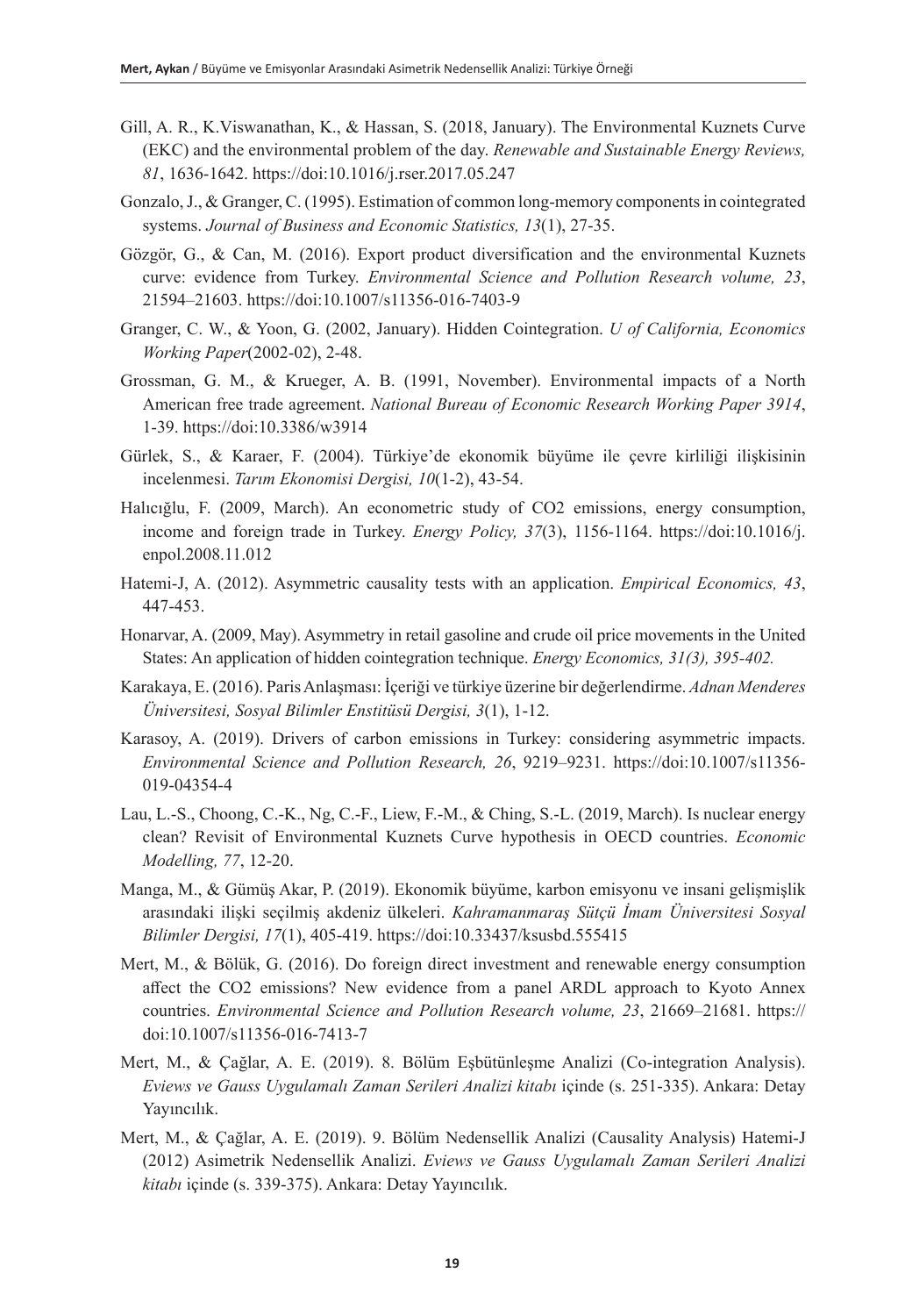Gill, A. R., K.Viswanathan, K., & Hassan, S. (2018, January). The Environmental Kuznets Curve (EKC) and the environmental problem of the day. *Renewable and Sustainable Energy Reviews, 81*, 1636-1642. https://doi:10.1016/j.rser.2017.05.247

Gonzalo, J., & Granger, C. (1995). Estimation of common long-memory components in cointegrated systems. *Journal of Business and Economic Statistics, 13*(1), 27-35.

Gözgör, G., & Can, M. (2016). Export product diversification and the environmental Kuznets curve: evidence from Turkey. *Environmental Science and Pollution Research volume, 23*, 21594–21603. https://doi:10.1007/s11356-016-7403-9

Granger, C. W., & Yoon, G. (2002, January). Hidden Cointegration. *U of California, Economics Working Paper*(2002-02), 2-48.

Grossman, G. M., & Krueger, A. B. (1991, November). Environmental impacts of a North American free trade agreement. *National Bureau of Economic Research Working Paper 3914*, 1-39. https://doi:10.3386/w3914

Gürlek, S., & Karaer, F. (2004). Türkiye'de ekonomik büyüme ile çevre kirliliği ilişkisinin incelenmesi. *Tarım Ekonomisi Dergisi, 10*(1-2), 43-54.

Halıcığlu, F. (2009, March). An econometric study of CO2 emissions, energy consumption, income and foreign trade in Turkey. *Energy Policy, 37*(3), 1156-1164. https://doi:10.1016/j.enpol.2008.11.012

Hatemi-J, A. (2012). Asymmetric causality tests with an application. *Empirical Economics, 43*, 447-453.

Honarvar, A. (2009, May). Asymmetry in retail gasoline and crude oil price movements in the United States: An application of hidden cointegration technique. *Energy Economics, 31(3), 395-402.*

Karakaya, E. (2016). Paris Anlaşması: İçeriği ve türkiye üzerine bir değerlendirme. *Adnan Menderes Üniversitesi, Sosyal Bilimler Enstitüsü Dergisi, 3*(1), 1-12.

Karasoy, A. (2019). Drivers of carbon emissions in Turkey: considering asymmetric impacts. *Environmental Science and Pollution Research, 26*, 9219–9231. https://doi:10.1007/s11356-019-04354-4

Lau, L.-S., Choong, C.-K., Ng, C.-F., Liew, F.-M., & Ching, S.-L. (2019, March). Is nuclear energy clean? Revisit of Environmental Kuznets Curve hypothesis in OECD countries. *Economic Modelling, 77*, 12-20.

Manga, M., & Gümüş Akar, P. (2019). Ekonomik büyüme, karbon emisyonu ve insani gelişmişlik arasındaki ilişki seçilmiş akdeniz ülkeleri. *Kahramanmaraş Sütçü İmam Üniversitesi Sosyal Bilimler Dergisi, 17*(1), 405-419. https://doi:10.33437/ksusbd.555415

Mert, M., & Bölük, G. (2016). Do foreign direct investment and renewable energy consumption affect the CO2 emissions? New evidence from a panel ARDL approach to Kyoto Annex countries. *Environmental Science and Pollution Research volume, 23*, 21669–21681. https://doi:10.1007/s11356-016-7413-7

Mert, M., & Çağlar, A. E. (2019). 8. Bölüm Eşbütünleşme Analizi (Co-integration Analysis). *Eviews ve Gauss Uygulamalı Zaman Serileri Analizi kitabı* içinde (s. 251-335). Ankara: Detay Yayıncılık.

Mert, M., & Çağlar, A. E. (2019). 9. Bölüm Nedensellik Analizi (Causality Analysis) Hatemi-J (2012) Asimetrik Nedensellik Analizi. *Eviews ve Gauss Uygulamalı Zaman Serileri Analizi kitabı* içinde (s. 339-375). Ankara: Detay Yayıncılık.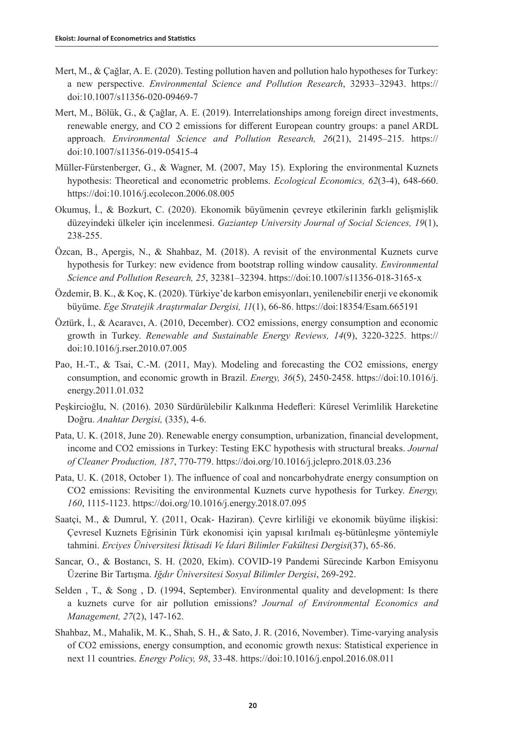Mert, M., & Çağlar, A. E. (2020). Testing pollution haven and pollution halo hypotheses for Turkey: a new perspective. *Environmental Science and Pollution Research*, 32933–32943. https://doi:10.1007/s11356-020-09469-7

Mert, M., Bölük, G., & Çağlar, A. E. (2019). Interrelationships among foreign direct investments, renewable energy, and CO 2 emissions for different European country groups: a panel ARDL approach. *Environmental Science and Pollution Research, 26*(21), 21495–215. https://doi:10.1007/s11356-019-05415-4

Müller-Fürstenberger, G., & Wagner, M. (2007, May 15). Exploring the environmental Kuznets hypothesis: Theoretical and econometric problems. *Ecological Economics, 62*(3-4), 648-660. https://doi:10.1016/j.ecolecon.2006.08.005

Okumuş, İ., & Bozkurt, C. (2020). Ekonomik büyümenin çevreye etkilerinin farklı gelişmişlik düzeyindeki ülkeler için incelenmesi. *Gaziantep University Journal of Social Sciences, 19*(1), 238-255.

Özcan, B., Apergis, N., & Shahbaz, M. (2018). A revisit of the environmental Kuznets curve hypothesis for Turkey: new evidence from bootstrap rolling window causality. *Environmental Science and Pollution Research, 25*, 32381–32394. https://doi:10.1007/s11356-018-3165-x

Özdemir, B. K., & Koç, K. (2020). Türkiye'de karbon emisyonları, yenilenebilir enerji ve ekonomik büyüme. *Ege Stratejik Araştırmalar Dergisi, 11*(1), 66-86. https://doi:18354/Esam.665191

Öztürk, İ., & Acaravcı, A. (2010, December). CO2 emissions, energy consumption and economic growth in Turkey. *Renewable and Sustainable Energy Reviews, 14*(9), 3220-3225. https://doi:10.1016/j.rser.2010.07.005

Pao, H.-T., & Tsai, C.-M. (2011, May). Modeling and forecasting the CO2 emissions, energy consumption, and economic growth in Brazil. *Energy, 36*(5), 2450-2458. https://doi:10.1016/j.energy.2011.01.032

Peşkircioğlu, N. (2016). 2030 Sürdürülebilir Kalkınma Hedefleri: Küresel Verimlilik Hareketine Doğru. *Anahtar Dergisi,* (335), 4-6.

Pata, U. K. (2018, June 20). Renewable energy consumption, urbanization, financial development, income and CO2 emissions in Turkey: Testing EKC hypothesis with structural breaks. *Journal of Cleaner Production, 187*, 770-779. https://doi.org/10.1016/j.jclepro.2018.03.236

Pata, U. K. (2018, October 1). The influence of coal and noncarbohydrate energy consumption on CO2 emissions: Revisiting the environmental Kuznets curve hypothesis for Turkey. *Energy, 160*, 1115-1123. https://doi.org/10.1016/j.energy.2018.07.095

Saatçi, M., & Dumrul, Y. (2011, Ocak- Haziran). Çevre kirliliği ve ekonomik büyüme ilişkisi: Çevresel Kuznets Eğrisinin Türk ekonomisi için yapısal kırılmalı eş-bütünleşme yöntemiyle tahmini. *Erciyes Üniversitesi İktisadi Ve İdari Bilimler Fakültesi Dergisi*(37), 65-86.

Sancar, O., & Bostancı, S. H. (2020, Ekim). COVID-19 Pandemi Sürecinde Karbon Emisyonu Üzerine Bir Tartışma. *Iğdır Üniversitesi Sosyal Bilimler Dergisi*, 269-292.

Selden , T., & Song , D. (1994, September). Environmental quality and development: Is there a kuznets curve for air pollution emissions? *Journal of Environmental Economics and Management, 27*(2), 147-162.

Shahbaz, M., Mahalik, M. K., Shah, S. H., & Sato, J. R. (2016, November). Time-varying analysis of CO2 emissions, energy consumption, and economic growth nexus: Statistical experience in next 11 countries. *Energy Policy, 98*, 33-48. https://doi:10.1016/j.enpol.2016.08.011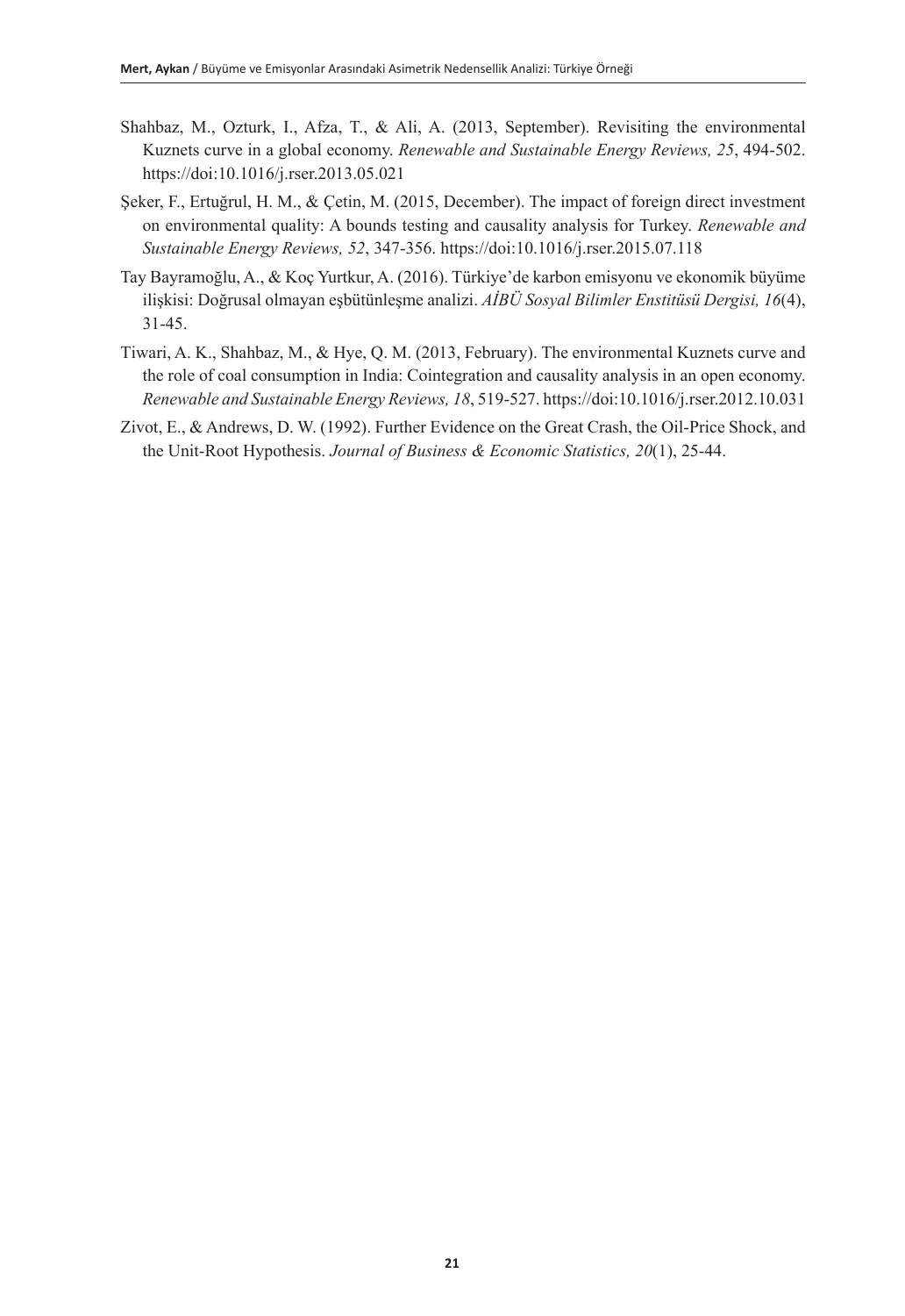Shahbaz, M., Ozturk, I., Afza, T., & Ali, A. (2013, September). Revisiting the environmental Kuznets curve in a global economy. *Renewable and Sustainable Energy Reviews, 25*, 494-502. https://doi:10.1016/j.rser.2013.05.021

Şeker, F., Ertuğrul, H. M., & Çetin, M. (2015, December). The impact of foreign direct investment on environmental quality: A bounds testing and causality analysis for Turkey. *Renewable and Sustainable Energy Reviews: 52*, 347-356. https://doi:10.1016/j.rser.2015.07.118

Tay Bayramoğlu, A., & Koç Yurtkur, A. (2016). Türkiye'de karbon emisyonu ve ekonomik büyüme ilişkisi: Doğrusal olmayan eşbütünleşme analizi. *AİBÜ Sosyal Bilimler Enstitüsü Dergisi, 16*(4), 31-45.

Tiwari, A. K., Shahbaz, M., & Hye, Q. M. (2013, February). The environmental Kuznets curve and the role of coal consumption in India: Cointegration and causality analysis in an open economy. *Renewable and Sustainable Energy Reviews, 18*, 519-527. https://doi:10.1016/j.rser.2012.10.031

Zivot, E., & Andrews, D. W. (1992). Further Evidence on the Great Crash, the Oil-Price Shock, and the Unit-Root Hypothesis. *Journal of Business & Economic Statistics, 20*(1), 25-44.